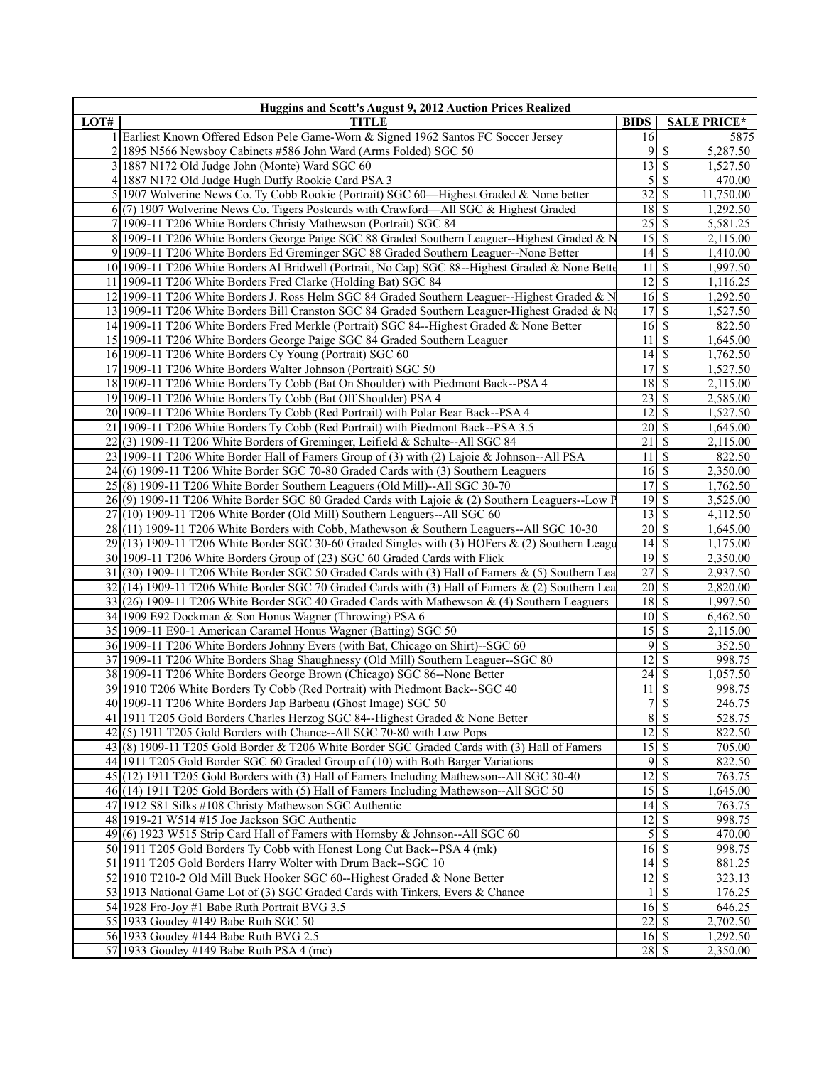| Huggins and Scott's August 9, 2012 Auction Prices Realized | | | |
|---|---|---|---|
| LOT# | TITLE | BIDS | SALE PRICE* |
| 1 | Earliest Known Offered Edson Pele Game-Worn & Signed 1962 Santos FC Soccer Jersey | 16 | 5875 |
| 2 | 1895 N566 Newsboy Cabinets #586 John Ward (Arms Folded) SGC 50 | 9 | $ 5,287.50 |
| 3 | 1887 N172 Old Judge John (Monte) Ward SGC 60 | 13 | $ 1,527.50 |
| 4 | 1887 N172 Old Judge Hugh Duffy Rookie Card PSA 3 | 5 | $ 470.00 |
| 5 | 1907 Wolverine News Co. Ty Cobb Rookie (Portrait) SGC 60—Highest Graded & None better | 32 | $ 11,750.00 |
| 6 | (7) 1907 Wolverine News Co. Tigers Postcards with Crawford—All SGC & Highest Graded | 18 | $ 1,292.50 |
| 7 | 1909-11 T206 White Borders Christy Mathewson (Portrait) SGC 84 | 25 | $ 5,581.25 |
| 8 | 1909-11 T206 White Borders George Paige SGC 88 Graded Southern Leaguer--Highest Graded & N | 15 | $ 2,115.00 |
| 9 | 1909-11 T206 White Borders Ed Greminger SGC 88 Graded Southern Leaguer--None Better | 14 | $ 1,410.00 |
| 10 | 1909-11 T206 White Borders Al Bridwell (Portrait, No Cap) SGC 88--Highest Graded & None Bett | 11 | $ 1,997.50 |
| 11 | 1909-11 T206 White Borders Fred Clarke (Holding Bat) SGC 84 | 12 | $ 1,116.25 |
| 12 | 1909-11 T206 White Borders J. Ross Helm SGC 84 Graded Southern Leaguer--Highest Graded & N | 16 | $ 1,292.50 |
| 13 | 1909-11 T206 White Borders Bill Cranston SGC 84 Graded Southern Leaguer-Highest Graded & N | 17 | $ 1,527.50 |
| 14 | 1909-11 T206 White Borders Fred Merkle (Portrait) SGC 84--Highest Graded & None Better | 16 | $ 822.50 |
| 15 | 1909-11 T206 White Borders George Paige SGC 84 Graded Southern Leaguer | 11 | $ 1,645.00 |
| 16 | 1909-11 T206 White Borders Cy Young (Portrait) SGC 60 | 14 | $ 1,762.50 |
| 17 | 1909-11 T206 White Borders Walter Johnson (Portrait) SGC 50 | 17 | $ 1,527.50 |
| 18 | 1909-11 T206 White Borders Ty Cobb (Bat On Shoulder) with Piedmont Back--PSA 4 | 18 | $ 2,115.00 |
| 19 | 1909-11 T206 White Borders Ty Cobb (Bat Off Shoulder) PSA 4 | 23 | $ 2,585.00 |
| 20 | 1909-11 T206 White Borders Ty Cobb (Red Portrait) with Polar Bear Back--PSA 4 | 12 | $ 1,527.50 |
| 21 | 1909-11 T206 White Borders Ty Cobb (Red Portrait) with Piedmont Back--PSA 3.5 | 20 | $ 1,645.00 |
| 22 | (3) 1909-11 T206 White Borders of Greminger, Leifield & Schulte--All SGC 84 | 21 | $ 2,115.00 |
| 23 | 1909-11 T206 White Border Hall of Famers Group of (3) with (2) Lajoie & Johnson--All PSA | 11 | $ 822.50 |
| 24 | (6) 1909-11 T206 White Border SGC 70-80 Graded Cards with (3) Southern Leaguers | 16 | $ 2,350.00 |
| 25 | (8) 1909-11 T206 White Border Southern Leaguers (Old Mill)--All SGC 30-70 | 17 | $ 1,762.50 |
| 26 | (9) 1909-11 T206 White Border SGC 80 Graded Cards with Lajoie & (2) Southern Leaguers--Low P | 19 | $ 3,525.00 |
| 27 | (10) 1909-11 T206 White Border (Old Mill) Southern Leaguers--All SGC 60 | 13 | $ 4,112.50 |
| 28 | (11) 1909-11 T206 White Borders with Cobb, Mathewson & Southern Leaguers--All SGC 10-30 | 20 | $ 1,645.00 |
| 29 | (13) 1909-11 T206 White Border SGC 30-60 Graded Singles with (3) HOFers & (2) Southern Leagu | 14 | $ 1,175.00 |
| 30 | 1909-11 T206 White Borders Group of (23) SGC 60 Graded Cards with Flick | 19 | $ 2,350.00 |
| 31 | (30) 1909-11 T206 White Border SGC 50 Graded Cards with (3) Hall of Famers & (5) Southern Lea | 27 | $ 2,937.50 |
| 32 | (14) 1909-11 T206 White Border SGC 70 Graded Cards with (3) Hall of Famers & (2) Southern Lea | 20 | $ 2,820.00 |
| 33 | (26) 1909-11 T206 White Border SGC 40 Graded Cards with Mathewson & (4) Southern Leaguers | 18 | $ 1,997.50 |
| 34 | 1909 E92 Dockman & Son Honus Wagner (Throwing) PSA 6 | 10 | $ 6,462.50 |
| 35 | 1909-11 E90-1 American Caramel Honus Wagner (Batting) SGC 50 | 15 | $ 2,115.00 |
| 36 | 1909-11 T206 White Borders Johnny Evers (with Bat, Chicago on Shirt)--SGC 60 | 9 | $ 352.50 |
| 37 | 1909-11 T206 White Borders Shag Shaughnessy (Old Mill) Southern Leaguer--SGC 80 | 12 | $ 998.75 |
| 38 | 1909-11 T206 White Borders George Brown (Chicago) SGC 86--None Better | 24 | $ 1,057.50 |
| 39 | 1910 T206 White Borders Ty Cobb (Red Portrait) with Piedmont Back--SGC 40 | 11 | $ 998.75 |
| 40 | 1909-11 T206 White Borders Jap Barbeau (Ghost Image) SGC 50 | 7 | $ 246.75 |
| 41 | 1911 T205 Gold Borders Charles Herzog SGC 84--Highest Graded & None Better | 8 | $ 528.75 |
| 42 | (5) 1911 T205 Gold Borders with Chance--All SGC 70-80 with Low Pops | 12 | $ 822.50 |
| 43 | (8) 1909-11 T205 Gold Border & T206 White Border SGC Graded Cards with (3) Hall of Famers | 15 | $ 705.00 |
| 44 | 1911 T205 Gold Border SGC 60 Graded Group of (10) with Both Barger Variations | 9 | $ 822.50 |
| 45 | (12) 1911 T205 Gold Borders with (3) Hall of Famers Including Mathewson--All SGC 30-40 | 12 | $ 763.75 |
| 46 | (14) 1911 T205 Gold Borders with (5) Hall of Famers Including Mathewson--All SGC 50 | 15 | $ 1,645.00 |
| 47 | 1912 S81 Silks #108 Christy Mathewson SGC Authentic | 14 | $ 763.75 |
| 48 | 1919-21 W514 #15 Joe Jackson SGC Authentic | 12 | $ 998.75 |
| 49 | (6) 1923 W515 Strip Card Hall of Famers with Hornsby & Johnson--All SGC 60 | 5 | $ 470.00 |
| 50 | 1911 T205 Gold Borders Ty Cobb with Honest Long Cut Back--PSA 4 (mk) | 16 | $ 998.75 |
| 51 | 1911 T205 Gold Borders Harry Wolter with Drum Back--SGC 10 | 14 | $ 881.25 |
| 52 | 1910 T210-2 Old Mill Buck Hooker SGC 60--Highest Graded & None Better | 12 | $ 323.13 |
| 53 | 1913 National Game Lot of (3) SGC Graded Cards with Tinkers, Evers & Chance | 1 | $ 176.25 |
| 54 | 1928 Fro-Joy #1 Babe Ruth Portrait BVG 3.5 | 16 | $ 646.25 |
| 55 | 1933 Goudey #149 Babe Ruth SGC 50 | 22 | $ 2,702.50 |
| 56 | 1933 Goudey #144 Babe Ruth BVG 2.5 | 16 | $ 1,292.50 |
| 57 | 1933 Goudey #149 Babe Ruth PSA 4 (mc) | 28 | $ 2,350.00 |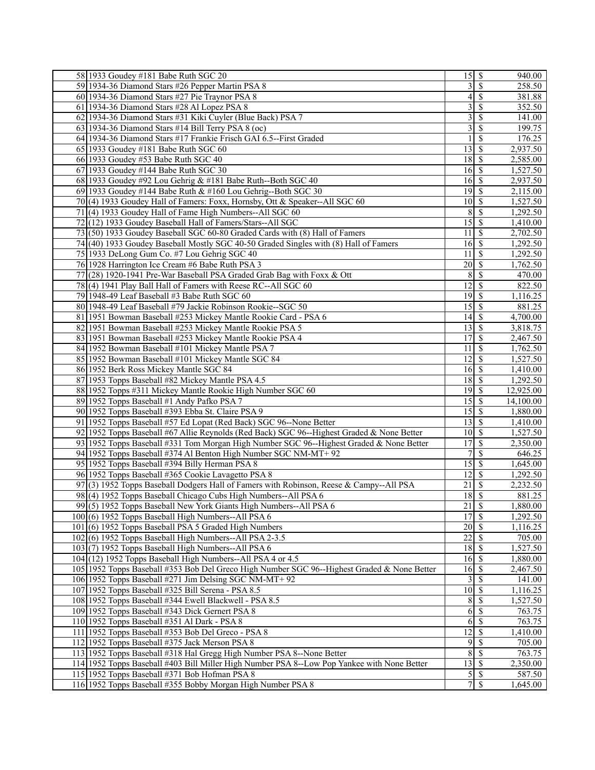| | | | | |
|---|---|---|---|---|
| 58 | 1933 Goudey #181 Babe Ruth SGC 20 | 15 | $ | 940.00 |
| 59 | 1934-36 Diamond Stars #26 Pepper Martin PSA 8 | 3 | $ | 258.50 |
| 60 | 1934-36 Diamond Stars #27 Pie Traynor PSA 8 | 4 | $ | 381.88 |
| 61 | 1934-36 Diamond Stars #28 Al Lopez PSA 8 | 3 | $ | 352.50 |
| 62 | 1934-36 Diamond Stars #31 Kiki Cuyler (Blue Back) PSA 7 | 3 | $ | 141.00 |
| 63 | 1934-36 Diamond Stars #14 Bill Terry PSA 8 (oc) | 3 | $ | 199.75 |
| 64 | 1934-36 Diamond Stars #17 Frankie Frisch GAI 6.5--First Graded | 1 | $ | 176.25 |
| 65 | 1933 Goudey #181 Babe Ruth SGC 60 | 13 | $ | 2,937.50 |
| 66 | 1933 Goudey #53 Babe Ruth SGC 40 | 18 | $ | 2,585.00 |
| 67 | 1933 Goudey #144 Babe Ruth SGC 30 | 16 | $ | 1,527.50 |
| 68 | 1933 Goudey #92 Lou Gehrig & #181 Babe Ruth--Both SGC 40 | 16 | $ | 2,937.50 |
| 69 | 1933 Goudey #144 Babe Ruth & #160 Lou Gehrig--Both SGC 30 | 19 | $ | 2,115.00 |
| 70 | (4) 1933 Goudey Hall of Famers: Foxx, Hornsby, Ott & Speaker--All SGC 60 | 10 | $ | 1,527.50 |
| 71 | (4) 1933 Goudey Hall of Fame High Numbers--All SGC 60 | 8 | $ | 1,292.50 |
| 72 | (12) 1933 Goudey Baseball Hall of Famers/Stars--All SGC | 15 | $ | 1,410.00 |
| 73 | (50) 1933 Goudey Baseball SGC 60-80 Graded Cards with (8) Hall of Famers | 11 | $ | 2,702.50 |
| 74 | (40) 1933 Goudey Baseball Mostly SGC 40-50 Graded Singles with (8) Hall of Famers | 16 | $ | 1,292.50 |
| 75 | 1933 DeLong Gum Co. #7 Lou Gehrig SGC 40 | 11 | $ | 1,292.50 |
| 76 | 1928 Harrington Ice Cream #6 Babe Ruth PSA 3 | 20 | $ | 1,762.50 |
| 77 | (28) 1920-1941 Pre-War Baseball PSA Graded Grab Bag with Foxx & Ott | 8 | $ | 470.00 |
| 78 | (4) 1941 Play Ball Hall of Famers with Reese RC--All SGC 60 | 12 | $ | 822.50 |
| 79 | 1948-49 Leaf Baseball #3 Babe Ruth SGC 60 | 19 | $ | 1,116.25 |
| 80 | 1948-49 Leaf Baseball #79 Jackie Robinson Rookie--SGC 50 | 15 | $ | 881.25 |
| 81 | 1951 Bowman Baseball #253 Mickey Mantle Rookie Card - PSA 6 | 14 | $ | 4,700.00 |
| 82 | 1951 Bowman Baseball #253 Mickey Mantle Rookie PSA 5 | 13 | $ | 3,818.75 |
| 83 | 1951 Bowman Baseball #253 Mickey Mantle Rookie PSA 4 | 17 | $ | 2,467.50 |
| 84 | 1952 Bowman Baseball #101 Mickey Mantle PSA 7 | 11 | $ | 1,762.50 |
| 85 | 1952 Bowman Baseball #101 Mickey Mantle SGC 84 | 12 | $ | 1,527.50 |
| 86 | 1952 Berk Ross Mickey Mantle SGC 84 | 16 | $ | 1,410.00 |
| 87 | 1953 Topps Baseball #82 Mickey Mantle PSA 4.5 | 18 | $ | 1,292.50 |
| 88 | 1952 Topps #311 Mickey Mantle Rookie High Number SGC 60 | 19 | $ | 12,925.00 |
| 89 | 1952 Topps Baseball #1 Andy Pafko PSA 7 | 15 | $ | 14,100.00 |
| 90 | 1952 Topps Baseball #393 Ebba St. Claire PSA 9 | 15 | $ | 1,880.00 |
| 91 | 1952 Topps Baseball #57 Ed Lopat (Red Back) SGC 96--None Better | 13 | $ | 1,410.00 |
| 92 | 1952 Topps Baseball #67 Allie Reynolds (Red Back) SGC 96--Highest Graded & None Better | 10 | $ | 1,527.50 |
| 93 | 1952 Topps Baseball #331 Tom Morgan High Number SGC 96--Highest Graded & None Better | 17 | $ | 2,350.00 |
| 94 | 1952 Topps Baseball #374 Al Benton High Number SGC NM-MT+ 92 | 7 | $ | 646.25 |
| 95 | 1952 Topps Baseball #394 Billy Herman PSA 8 | 15 | $ | 1,645.00 |
| 96 | 1952 Topps Baseball #365 Cookie Lavagetto PSA 8 | 12 | $ | 1,292.50 |
| 97 | (3) 1952 Topps Baseball Dodgers Hall of Famers with Robinson, Reese & Campy--All PSA | 21 | $ | 2,232.50 |
| 98 | (4) 1952 Topps Baseball Chicago Cubs High Numbers--All PSA 6 | 18 | $ | 881.25 |
| 99 | (5) 1952 Topps Baseball New York Giants High Numbers--All PSA 6 | 21 | $ | 1,880.00 |
| 100 | (6) 1952 Topps Baseball High Numbers--All PSA 6 | 17 | $ | 1,292.50 |
| 101 | (6) 1952 Topps Baseball PSA 5 Graded High Numbers | 20 | $ | 1,116.25 |
| 102 | (6) 1952 Topps Baseball High Numbers--All PSA 2-3.5 | 22 | $ | 705.00 |
| 103 | (7) 1952 Topps Baseball High Numbers--All PSA 6 | 18 | $ | 1,527.50 |
| 104 | (12) 1952 Topps Baseball High Numbers--All PSA 4 or 4.5 | 16 | $ | 1,880.00 |
| 105 | 1952 Topps Baseball #353 Bob Del Greco High Number SGC 96--Highest Graded & None Better | 16 | $ | 2,467.50 |
| 106 | 1952 Topps Baseball #271 Jim Delsing SGC NM-MT+ 92 | 3 | $ | 141.00 |
| 107 | 1952 Topps Baseball #325 Bill Serena - PSA 8.5 | 10 | $ | 1,116.25 |
| 108 | 1952 Topps Baseball #344 Ewell Blackwell - PSA 8.5 | 8 | $ | 1,527.50 |
| 109 | 1952 Topps Baseball #343 Dick Gernert PSA 8 | 6 | $ | 763.75 |
| 110 | 1952 Topps Baseball #351 Al Dark - PSA 8 | 6 | $ | 763.75 |
| 111 | 1952 Topps Baseball #353 Bob Del Greco - PSA 8 | 12 | $ | 1,410.00 |
| 112 | 1952 Topps Baseball #375 Jack Merson PSA 8 | 9 | $ | 705.00 |
| 113 | 1952 Topps Baseball #318 Hal Gregg High Number PSA 8--None Better | 8 | $ | 763.75 |
| 114 | 1952 Topps Baseball #403 Bill Miller High Number PSA 8--Low Pop Yankee with None Better | 13 | $ | 2,350.00 |
| 115 | 1952 Topps Baseball #371 Bob Hofman PSA 8 | 5 | $ | 587.50 |
| 116 | 1952 Topps Baseball #355 Bobby Morgan High Number PSA 8 | 7 | $ | 1,645.00 |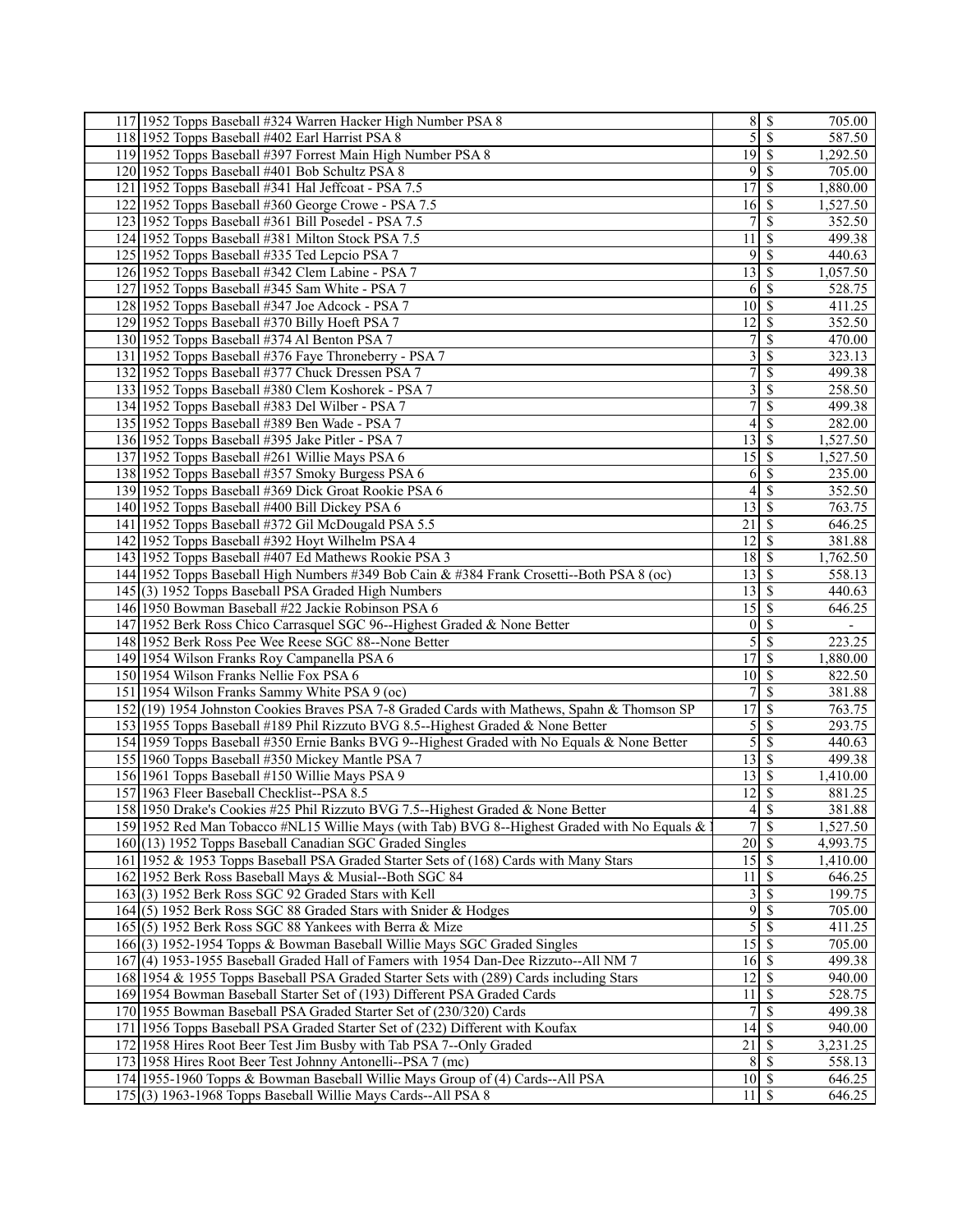| | | | | |
|---|---|---|---|---|
| 117 | 1952 Topps Baseball #324 Warren Hacker High Number PSA 8 | 8 | $ | 705.00 |
| 118 | 1952 Topps Baseball #402 Earl Harrist PSA 8 | 5 | $ | 587.50 |
| 119 | 1952 Topps Baseball #397 Forrest Main High Number PSA 8 | 19 | $ | 1,292.50 |
| 120 | 1952 Topps Baseball #401 Bob Schultz PSA 8 | 9 | $ | 705.00 |
| 121 | 1952 Topps Baseball #341 Hal Jeffcoat - PSA 7.5 | 17 | $ | 1,880.00 |
| 122 | 1952 Topps Baseball #360 George Crowe - PSA 7.5 | 16 | $ | 1,527.50 |
| 123 | 1952 Topps Baseball #361 Bill Posedel - PSA 7.5 | 7 | $ | 352.50 |
| 124 | 1952 Topps Baseball #381 Milton Stock PSA 7.5 | 11 | $ | 499.38 |
| 125 | 1952 Topps Baseball #335 Ted Lepcio PSA 7 | 9 | $ | 440.63 |
| 126 | 1952 Topps Baseball #342 Clem Labine - PSA 7 | 13 | $ | 1,057.50 |
| 127 | 1952 Topps Baseball #345 Sam White - PSA 7 | 6 | $ | 528.75 |
| 128 | 1952 Topps Baseball #347 Joe Adcock - PSA 7 | 10 | $ | 411.25 |
| 129 | 1952 Topps Baseball #370 Billy Hoeft PSA 7 | 12 | $ | 352.50 |
| 130 | 1952 Topps Baseball #374 Al Benton PSA 7 | 7 | $ | 470.00 |
| 131 | 1952 Topps Baseball #376 Faye Throneberry - PSA 7 | 3 | $ | 323.13 |
| 132 | 1952 Topps Baseball #377 Chuck Dressen PSA 7 | 7 | $ | 499.38 |
| 133 | 1952 Topps Baseball #380 Clem Koshorek - PSA 7 | 3 | $ | 258.50 |
| 134 | 1952 Topps Baseball #383 Del Wilber - PSA 7 | 7 | $ | 499.38 |
| 135 | 1952 Topps Baseball #389 Ben Wade - PSA 7 | 4 | $ | 282.00 |
| 136 | 1952 Topps Baseball #395 Jake Pitler - PSA 7 | 13 | $ | 1,527.50 |
| 137 | 1952 Topps Baseball #261 Willie Mays PSA 6 | 15 | $ | 1,527.50 |
| 138 | 1952 Topps Baseball #357 Smoky Burgess PSA 6 | 6 | $ | 235.00 |
| 139 | 1952 Topps Baseball #369 Dick Groat Rookie PSA 6 | 4 | $ | 352.50 |
| 140 | 1952 Topps Baseball #400 Bill Dickey PSA 6 | 13 | $ | 763.75 |
| 141 | 1952 Topps Baseball #372 Gil McDougald PSA 5.5 | 21 | $ | 646.25 |
| 142 | 1952 Topps Baseball #392 Hoyt Wilhelm PSA 4 | 12 | $ | 381.88 |
| 143 | 1952 Topps Baseball #407 Ed Mathews Rookie PSA 3 | 18 | $ | 1,762.50 |
| 144 | 1952 Topps Baseball High Numbers #349 Bob Cain & #384 Frank Crosetti--Both PSA 8 (oc) | 13 | $ | 558.13 |
| 145 | (3) 1952 Topps Baseball PSA Graded High Numbers | 13 | $ | 440.63 |
| 146 | 1950 Bowman Baseball #22 Jackie Robinson PSA 6 | 15 | $ | 646.25 |
| 147 | 1952 Berk Ross Chico Carrasquel SGC 96--Highest Graded & None Better | 0 | $ | - |
| 148 | 1952 Berk Ross Pee Wee Reese SGC 88--None Better | 5 | $ | 223.25 |
| 149 | 1954 Wilson Franks Roy Campanella PSA 6 | 17 | $ | 1,880.00 |
| 150 | 1954 Wilson Franks Nellie Fox PSA 6 | 10 | $ | 822.50 |
| 151 | 1954 Wilson Franks Sammy White PSA 9 (oc) | 7 | $ | 381.88 |
| 152 | (19) 1954 Johnston Cookies Braves PSA 7-8 Graded Cards with Mathews, Spahn & Thomson SP | 17 | $ | 763.75 |
| 153 | 1955 Topps Baseball #189 Phil Rizzuto BVG 8.5--Highest Graded & None Better | 5 | $ | 293.75 |
| 154 | 1959 Topps Baseball #350 Ernie Banks BVG 9--Highest Graded with No Equals & None Better | 5 | $ | 440.63 |
| 155 | 1960 Topps Baseball #350 Mickey Mantle PSA 7 | 13 | $ | 499.38 |
| 156 | 1961 Topps Baseball #150 Willie Mays PSA 9 | 13 | $ | 1,410.00 |
| 157 | 1963 Fleer Baseball Checklist--PSA 8.5 | 12 | $ | 881.25 |
| 158 | 1950 Drake's Cookies #25 Phil Rizzuto BVG 7.5--Highest Graded & None Better | 4 | $ | 381.88 |
| 159 | 1952 Red Man Tobacco #NL15 Willie Mays (with Tab) BVG 8--Highest Graded with No Equals & | 7 | $ | 1,527.50 |
| 160 | (13) 1952 Topps Baseball Canadian SGC Graded Singles | 20 | $ | 4,993.75 |
| 161 | 1952 & 1953 Topps Baseball PSA Graded Starter Sets of (168) Cards with Many Stars | 15 | $ | 1,410.00 |
| 162 | 1952 Berk Ross Baseball Mays & Musial--Both SGC 84 | 11 | $ | 646.25 |
| 163 | (3) 1952 Berk Ross SGC 92 Graded Stars with Kell | 3 | $ | 199.75 |
| 164 | (5) 1952 Berk Ross SGC 88 Graded Stars with Snider & Hodges | 9 | $ | 705.00 |
| 165 | (5) 1952 Berk Ross SGC 88 Yankees with Berra & Mize | 5 | $ | 411.25 |
| 166 | (3) 1952-1954 Topps & Bowman Baseball Willie Mays SGC Graded Singles | 15 | $ | 705.00 |
| 167 | (4) 1953-1955 Baseball Graded Hall of Famers with 1954 Dan-Dee Rizzuto--All NM 7 | 16 | $ | 499.38 |
| 168 | 1954 & 1955 Topps Baseball PSA Graded Starter Sets with (289) Cards including Stars | 12 | $ | 940.00 |
| 169 | 1954 Bowman Baseball Starter Set of (193) Different PSA Graded Cards | 11 | $ | 528.75 |
| 170 | 1955 Bowman Baseball PSA Graded Starter Set of (230/320) Cards | 7 | $ | 499.38 |
| 171 | 1956 Topps Baseball PSA Graded Starter Set of (232) Different with Koufax | 14 | $ | 940.00 |
| 172 | 1958 Hires Root Beer Test Jim Busby with Tab PSA 7--Only Graded | 21 | $ | 3,231.25 |
| 173 | 1958 Hires Root Beer Test Johnny Antonelli--PSA 7 (mc) | 8 | $ | 558.13 |
| 174 | 1955-1960 Topps & Bowman Baseball Willie Mays Group of (4) Cards--All PSA | 10 | $ | 646.25 |
| 175 | (3) 1963-1968 Topps Baseball Willie Mays Cards--All PSA 8 | 11 | $ | 646.25 |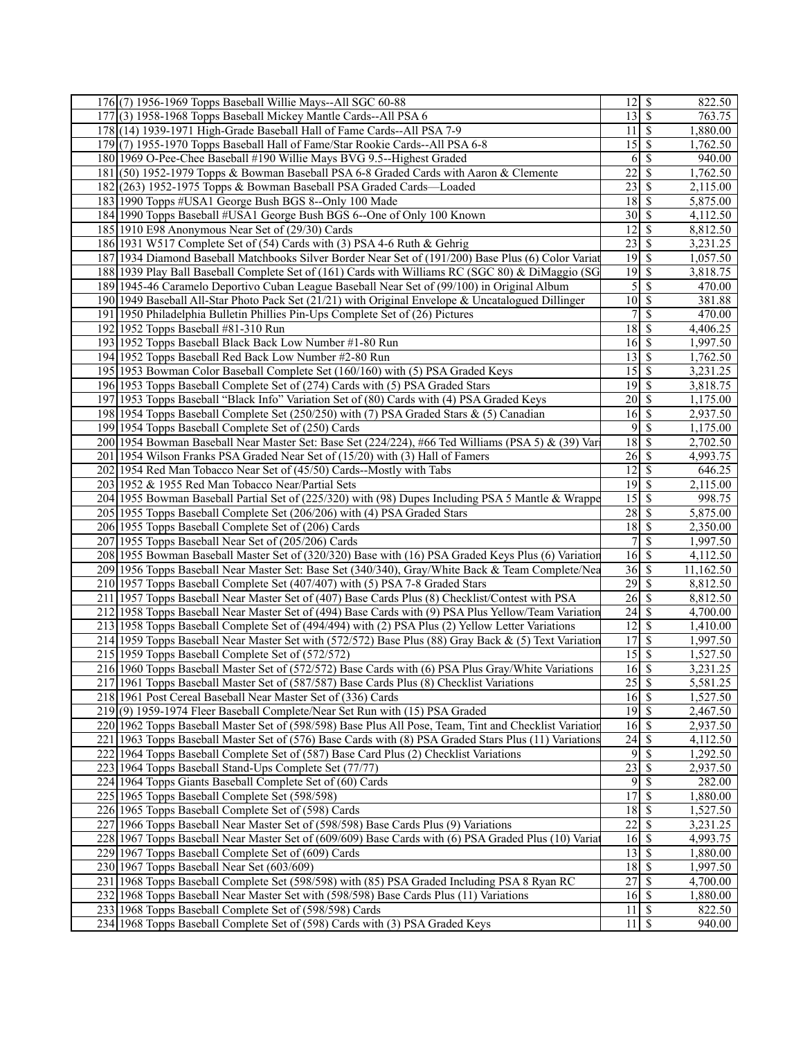| | | | | |
|---|---|---|---|---|
| 176 | (7) 1956-1969 Topps Baseball Willie Mays--All SGC 60-88 | 12 | $ | 822.50 |
| 177 | (3) 1958-1968 Topps Baseball Mickey Mantle Cards--All PSA 6 | 13 | $ | 763.75 |
| 178 | (14) 1939-1971 High-Grade Baseball Hall of Fame Cards--All PSA 7-9 | 11 | $ | 1,880.00 |
| 179 | (7) 1955-1970 Topps Baseball Hall of Fame/Star Rookie Cards--All PSA 6-8 | 15 | $ | 1,762.50 |
| 180 | 1969 O-Pee-Chee Baseball #190 Willie Mays BVG 9.5--Highest Graded | 6 | $ | 940.00 |
| 181 | (50) 1952-1979 Topps & Bowman Baseball PSA 6-8 Graded Cards with Aaron & Clemente | 22 | $ | 1,762.50 |
| 182 | (263) 1952-1975 Topps & Bowman Baseball PSA Graded Cards—Loaded | 23 | $ | 2,115.00 |
| 183 | 1990 Topps #USA1 George Bush BGS 8--Only 100 Made | 18 | $ | 5,875.00 |
| 184 | 1990 Topps Baseball #USA1 George Bush BGS 6--One of Only 100 Known | 30 | $ | 4,112.50 |
| 185 | 1910 E98 Anonymous Near Set of (29/30) Cards | 12 | $ | 8,812.50 |
| 186 | 1931 W517 Complete Set of (54) Cards with (3) PSA 4-6 Ruth & Gehrig | 23 | $ | 3,231.25 |
| 187 | 1934 Diamond Baseball Matchbooks Silver Border Near Set of (191/200) Base Plus (6) Color Variat | 19 | $ | 1,057.50 |
| 188 | 1939 Play Ball Baseball Complete Set of (161) Cards with Williams RC (SGC 80) & DiMaggio (SG | 19 | $ | 3,818.75 |
| 189 | 1945-46 Caramelo Deportivo Cuban League Baseball Near Set of (99/100) in Original Album | 5 | $ | 470.00 |
| 190 | 1949 Baseball All-Star Photo Pack Set (21/21) with Original Envelope & Uncatalogued Dillinger | 10 | $ | 381.88 |
| 191 | 1950 Philadelphia Bulletin Phillies Pin-Ups Complete Set of (26) Pictures | 7 | $ | 470.00 |
| 192 | 1952 Topps Baseball #81-310 Run | 18 | $ | 4,406.25 |
| 193 | 1952 Topps Baseball Black Back Low Number #1-80 Run | 16 | $ | 1,997.50 |
| 194 | 1952 Topps Baseball Red Back Low Number #2-80 Run | 13 | $ | 1,762.50 |
| 195 | 1953 Bowman Color Baseball Complete Set (160/160) with (5) PSA Graded Keys | 15 | $ | 3,231.25 |
| 196 | 1953 Topps Baseball Complete Set of (274) Cards with (5) PSA Graded Stars | 19 | $ | 3,818.75 |
| 197 | 1953 Topps Baseball "Black Info" Variation Set of (80) Cards with (4) PSA Graded Keys | 20 | $ | 1,175.00 |
| 198 | 1954 Topps Baseball Complete Set (250/250) with (7) PSA Graded Stars & (5) Canadian | 16 | $ | 2,937.50 |
| 199 | 1954 Topps Baseball Complete Set of (250) Cards | 9 | $ | 1,175.00 |
| 200 | 1954 Bowman Baseball Near Master Set: Base Set (224/224), #66 Ted Williams (PSA 5) & (39) Var | 18 | $ | 2,702.50 |
| 201 | 1954 Wilson Franks PSA Graded Near Set of (15/20) with (3) Hall of Famers | 26 | $ | 4,993.75 |
| 202 | 1954 Red Man Tobacco Near Set of (45/50) Cards--Mostly with Tabs | 12 | $ | 646.25 |
| 203 | 1952 & 1955 Red Man Tobacco Near/Partial Sets | 19 | $ | 2,115.00 |
| 204 | 1955 Bowman Baseball Partial Set of (225/320) with (98) Dupes Including PSA 5 Mantle & Wrappe | 15 | $ | 998.75 |
| 205 | 1955 Topps Baseball Complete Set (206/206) with (4) PSA Graded Stars | 28 | $ | 5,875.00 |
| 206 | 1955 Topps Baseball Complete Set of (206) Cards | 18 | $ | 2,350.00 |
| 207 | 1955 Topps Baseball Near Set of (205/206) Cards | 7 | $ | 1,997.50 |
| 208 | 1955 Bowman Baseball Master Set of (320/320) Base with (16) PSA Graded Keys Plus (6) Variation | 16 | $ | 4,112.50 |
| 209 | 1956 Topps Baseball Near Master Set: Base Set (340/340), Gray/White Back & Team Complete/Nea | 36 | $ | 11,162.50 |
| 210 | 1957 Topps Baseball Complete Set (407/407) with (5) PSA 7-8 Graded Stars | 29 | $ | 8,812.50 |
| 211 | 1957 Topps Baseball Near Master Set of (407) Base Cards Plus (8) Checklist/Contest with PSA | 26 | $ | 8,812.50 |
| 212 | 1958 Topps Baseball Near Master Set of (494) Base Cards with (9) PSA Plus Yellow/Team Variation | 24 | $ | 4,700.00 |
| 213 | 1958 Topps Baseball Complete Set of (494/494) with (2) PSA Plus (2) Yellow Letter Variations | 12 | $ | 1,410.00 |
| 214 | 1959 Topps Baseball Near Master Set with (572/572) Base Plus (88) Gray Back & (5) Text Variation | 17 | $ | 1,997.50 |
| 215 | 1959 Topps Baseball Complete Set of (572/572) | 15 | $ | 1,527.50 |
| 216 | 1960 Topps Baseball Master Set of (572/572) Base Cards with (6) PSA Plus Gray/White Variations | 16 | $ | 3,231.25 |
| 217 | 1961 Topps Baseball Master Set of (587/587) Base Cards Plus (8) Checklist Variations | 25 | $ | 5,581.25 |
| 218 | 1961 Post Cereal Baseball Near Master Set of (336) Cards | 16 | $ | 1,527.50 |
| 219 | (9) 1959-1974 Fleer Baseball Complete/Near Set Run with (15) PSA Graded | 19 | $ | 2,467.50 |
| 220 | 1962 Topps Baseball Master Set of (598/598) Base Plus All Pose, Team, Tint and Checklist Variation | 16 | $ | 2,937.50 |
| 221 | 1963 Topps Baseball Master Set of (576) Base Cards with (8) PSA Graded Stars Plus (11) Variations | 24 | $ | 4,112.50 |
| 222 | 1964 Topps Baseball Complete Set of (587) Base Card Plus (2) Checklist Variations | 9 | $ | 1,292.50 |
| 223 | 1964 Topps Baseball Stand-Ups Complete Set (77/77) | 23 | $ | 2,937.50 |
| 224 | 1964 Topps Giants Baseball Complete Set of (60) Cards | 9 | $ | 282.00 |
| 225 | 1965 Topps Baseball Complete Set (598/598) | 17 | $ | 1,880.00 |
| 226 | 1965 Topps Baseball Complete Set of (598) Cards | 18 | $ | 1,527.50 |
| 227 | 1966 Topps Baseball Near Master Set of (598/598) Base Cards Plus (9) Variations | 22 | $ | 3,231.25 |
| 228 | 1967 Topps Baseball Near Master Set of (609/609) Base Cards with (6) PSA Graded Plus (10) Variat | 16 | $ | 4,993.75 |
| 229 | 1967 Topps Baseball Complete Set of (609) Cards | 13 | $ | 1,880.00 |
| 230 | 1967 Topps Baseball Near Set (603/609) | 18 | $ | 1,997.50 |
| 231 | 1968 Topps Baseball Complete Set (598/598) with (85) PSA Graded Including PSA 8 Ryan RC | 27 | $ | 4,700.00 |
| 232 | 1968 Topps Baseball Near Master Set with (598/598) Base Cards Plus (11) Variations | 16 | $ | 1,880.00 |
| 233 | 1968 Topps Baseball Complete Set of (598/598) Cards | 11 | $ | 822.50 |
| 234 | 1968 Topps Baseball Complete Set of (598) Cards with (3) PSA Graded Keys | 11 | $ | 940.00 |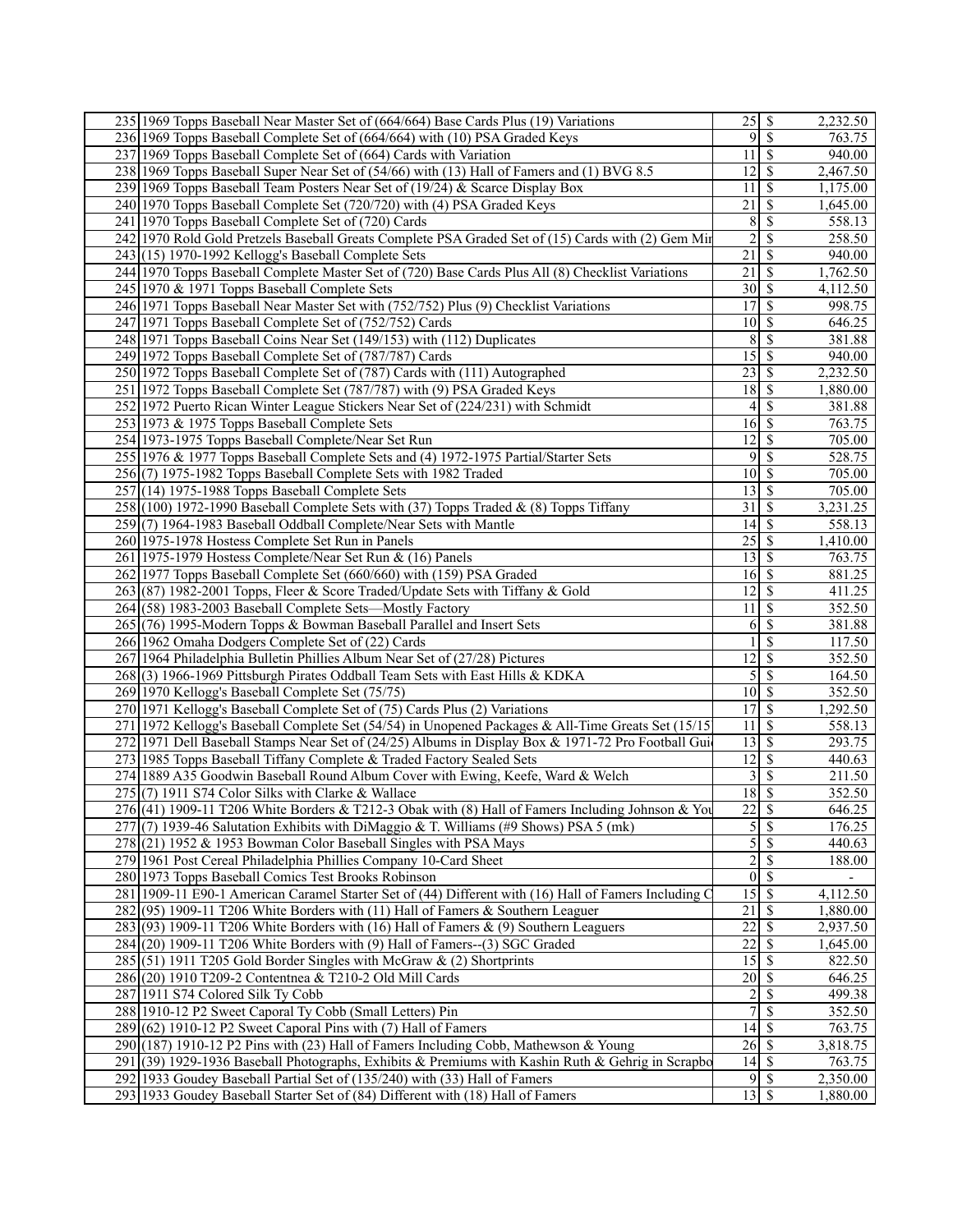| | | | | |
|---|---|---|---|---|
| 235 | 1969 Topps Baseball Near Master Set of (664/664) Base Cards Plus (19) Variations | 25 | $ | 2,232.50 |
| 236 | 1969 Topps Baseball Complete Set of (664/664) with (10) PSA Graded Keys | 9 | $ | 763.75 |
| 237 | 1969 Topps Baseball Complete Set of (664) Cards with Variation | 11 | $ | 940.00 |
| 238 | 1969 Topps Baseball Super Near Set of (54/66) with (13) Hall of Famers and (1) BVG 8.5 | 12 | $ | 2,467.50 |
| 239 | 1969 Topps Baseball Team Posters Near Set of (19/24) & Scarce Display Box | 11 | $ | 1,175.00 |
| 240 | 1970 Topps Baseball Complete Set (720/720) with (4) PSA Graded Keys | 21 | $ | 1,645.00 |
| 241 | 1970 Topps Baseball Complete Set of (720) Cards | 8 | $ | 558.13 |
| 242 | 1970 Rold Gold Pretzels Baseball Greats Complete PSA Graded Set of (15) Cards with (2) Gem Mir | 2 | $ | 258.50 |
| 243 | (15) 1970-1992 Kellogg's Baseball Complete Sets | 21 | $ | 940.00 |
| 244 | 1970 Topps Baseball Complete Master Set of (720) Base Cards Plus All (8) Checklist Variations | 21 | $ | 1,762.50 |
| 245 | 1970 & 1971 Topps Baseball Complete Sets | 30 | $ | 4,112.50 |
| 246 | 1971 Topps Baseball Near Master Set with (752/752) Plus (9) Checklist Variations | 17 | $ | 998.75 |
| 247 | 1971 Topps Baseball Complete Set of (752/752) Cards | 10 | $ | 646.25 |
| 248 | 1971 Topps Baseball Coins Near Set (149/153) with (112) Duplicates | 8 | $ | 381.88 |
| 249 | 1972 Topps Baseball Complete Set of (787/787) Cards | 15 | $ | 940.00 |
| 250 | 1972 Topps Baseball Complete Set of (787) Cards with (111) Autographed | 23 | $ | 2,232.50 |
| 251 | 1972 Topps Baseball Complete Set (787/787) with (9) PSA Graded Keys | 18 | $ | 1,880.00 |
| 252 | 1972 Puerto Rican Winter League Stickers Near Set of (224/231) with Schmidt | 4 | $ | 381.88 |
| 253 | 1973 & 1975 Topps Baseball Complete Sets | 16 | $ | 763.75 |
| 254 | 1973-1975 Topps Baseball Complete/Near Set Run | 12 | $ | 705.00 |
| 255 | 1976 & 1977 Topps Baseball Complete Sets and (4) 1972-1975 Partial/Starter Sets | 9 | $ | 528.75 |
| 256 | (7) 1975-1982 Topps Baseball Complete Sets with 1982 Traded | 10 | $ | 705.00 |
| 257 | (14) 1975-1988 Topps Baseball Complete Sets | 13 | $ | 705.00 |
| 258 | (100) 1972-1990 Baseball Complete Sets with (37) Topps Traded & (8) Topps Tiffany | 31 | $ | 3,231.25 |
| 259 | (7) 1964-1983 Baseball Oddball Complete/Near Sets with Mantle | 14 | $ | 558.13 |
| 260 | 1975-1978 Hostess Complete Set Run in Panels | 25 | $ | 1,410.00 |
| 261 | 1975-1979 Hostess Complete/Near Set Run & (16) Panels | 13 | $ | 763.75 |
| 262 | 1977 Topps Baseball Complete Set (660/660) with (159) PSA Graded | 16 | $ | 881.25 |
| 263 | (87) 1982-2001 Topps, Fleer & Score Traded/Update Sets with Tiffany & Gold | 12 | $ | 411.25 |
| 264 | (58) 1983-2003 Baseball Complete Sets—Mostly Factory | 11 | $ | 352.50 |
| 265 | (76) 1995-Modern Topps & Bowman Baseball Parallel and Insert Sets | 6 | $ | 381.88 |
| 266 | 1962 Omaha Dodgers Complete Set of (22) Cards | 1 | $ | 117.50 |
| 267 | 1964 Philadelphia Bulletin Phillies Album Near Set of (27/28) Pictures | 12 | $ | 352.50 |
| 268 | (3) 1966-1969 Pittsburgh Pirates Oddball Team Sets with East Hills & KDKA | 5 | $ | 164.50 |
| 269 | 1970 Kellogg's Baseball Complete Set (75/75) | 10 | $ | 352.50 |
| 270 | 1971 Kellogg's Baseball Complete Set of (75) Cards Plus (2) Variations | 17 | $ | 1,292.50 |
| 271 | 1972 Kellogg's Baseball Complete Set (54/54) in Unopened Packages & All-Time Greats Set (15/15 | 11 | $ | 558.13 |
| 272 | 1971 Dell Baseball Stamps Near Set of (24/25) Albums in Display Box & 1971-72 Pro Football Gui | 13 | $ | 293.75 |
| 273 | 1985 Topps Baseball Tiffany Complete & Traded Factory Sealed Sets | 12 | $ | 440.63 |
| 274 | 1889 A35 Goodwin Baseball Round Album Cover with Ewing, Keefe, Ward & Welch | 3 | $ | 211.50 |
| 275 | (7) 1911 S74 Color Silks with Clarke & Wallace | 18 | $ | 352.50 |
| 276 | (41) 1909-11 T206 White Borders & T212-3 Obak with (8) Hall of Famers Including Johnson & You | 22 | $ | 646.25 |
| 277 | (7) 1939-46 Salutation Exhibits with DiMaggio & T. Williams (#9 Shows) PSA 5 (mk) | 5 | $ | 176.25 |
| 278 | (21) 1952 & 1953 Bowman Color Baseball Singles with PSA Mays | 5 | $ | 440.63 |
| 279 | 1961 Post Cereal Philadelphia Phillies Company 10-Card Sheet | 2 | $ | 188.00 |
| 280 | 1973 Topps Baseball Comics Test Brooks Robinson | 0 | $ | - |
| 281 | 1909-11 E90-1 American Caramel Starter Set of (44) Different with (16) Hall of Famers Including C | 15 | $ | 4,112.50 |
| 282 | (95) 1909-11 T206 White Borders with (11) Hall of Famers & Southern Leaguer | 21 | $ | 1,880.00 |
| 283 | (93) 1909-11 T206 White Borders with (16) Hall of Famers & (9) Southern Leaguers | 22 | $ | 2,937.50 |
| 284 | (20) 1909-11 T206 White Borders with (9) Hall of Famers--(3) SGC Graded | 22 | $ | 1,645.00 |
| 285 | (51) 1911 T205 Gold Border Singles with McGraw & (2) Shortprints | 15 | $ | 822.50 |
| 286 | (20) 1910 T209-2 Contentnea & T210-2 Old Mill Cards | 20 | $ | 646.25 |
| 287 | 1911 S74 Colored Silk Ty Cobb | 2 | $ | 499.38 |
| 288 | 1910-12 P2 Sweet Caporal Ty Cobb (Small Letters) Pin | 7 | $ | 352.50 |
| 289 | (62) 1910-12 P2 Sweet Caporal Pins with (7) Hall of Famers | 14 | $ | 763.75 |
| 290 | (187) 1910-12 P2 Pins with (23) Hall of Famers Including Cobb, Mathewson & Young | 26 | $ | 3,818.75 |
| 291 | (39) 1929-1936 Baseball Photographs, Exhibits & Premiums with Kashin Ruth & Gehrig in Scrapbo | 14 | $ | 763.75 |
| 292 | 1933 Goudey Baseball Partial Set of (135/240) with (33) Hall of Famers | 9 | $ | 2,350.00 |
| 293 | 1933 Goudey Baseball Starter Set of (84) Different with (18) Hall of Famers | 13 | $ | 1,880.00 |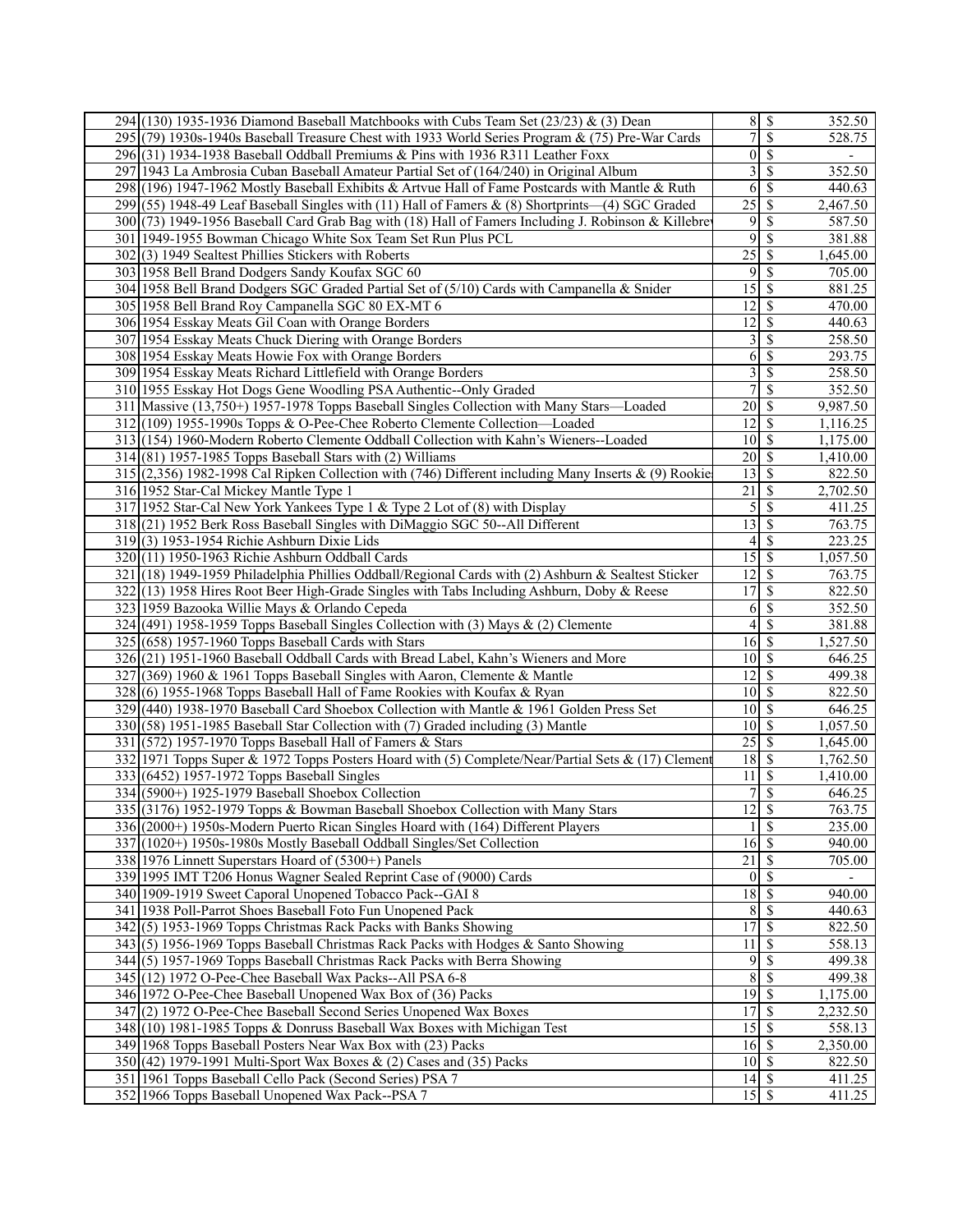| | | | | |
|---|---|---|---|---|
| 294 | (130) 1935-1936 Diamond Baseball Matchbooks with Cubs Team Set (23/23) & (3) Dean | 8 | $ | 352.50 |
| 295 | (79) 1930s-1940s Baseball Treasure Chest with 1933 World Series Program & (75) Pre-War Cards | 7 | $ | 528.75 |
| 296 | (31) 1934-1938 Baseball Oddball Premiums & Pins with 1936 R311 Leather Foxx | 0 | $ | - |
| 297 | 1943 La Ambrosia Cuban Baseball Amateur Partial Set of (164/240) in Original Album | 3 | $ | 352.50 |
| 298 | (196) 1947-1962 Mostly Baseball Exhibits & Artvue Hall of Fame Postcards with Mantle & Ruth | 6 | $ | 440.63 |
| 299 | (55) 1948-49 Leaf Baseball Singles with (11) Hall of Famers & (8) Shortprints—(4) SGC Graded | 25 | $ | 2,467.50 |
| 300 | (73) 1949-1956 Baseball Card Grab Bag with (18) Hall of Famers Including J. Robinson & Killebre | 9 | $ | 587.50 |
| 301 | 1949-1955 Bowman Chicago White Sox Team Set Run Plus PCL | 9 | $ | 381.88 |
| 302 | (3) 1949 Sealtest Phillies Stickers with Roberts | 25 | $ | 1,645.00 |
| 303 | 1958 Bell Brand Dodgers Sandy Koufax SGC 60 | 9 | $ | 705.00 |
| 304 | 1958 Bell Brand Dodgers SGC Graded Partial Set of (5/10) Cards with Campanella & Snider | 15 | $ | 881.25 |
| 305 | 1958 Bell Brand Roy Campanella SGC 80 EX-MT 6 | 12 | $ | 470.00 |
| 306 | 1954 Esskay Meats Gil Coan with Orange Borders | 12 | $ | 440.63 |
| 307 | 1954 Esskay Meats Chuck Diering with Orange Borders | 3 | $ | 258.50 |
| 308 | 1954 Esskay Meats Howie Fox with Orange Borders | 6 | $ | 293.75 |
| 309 | 1954 Esskay Meats Richard Littlefield with Orange Borders | 3 | $ | 258.50 |
| 310 | 1955 Esskay Hot Dogs Gene Woodling PSA Authentic--Only Graded | 7 | $ | 352.50 |
| 311 | Massive (13,750+) 1957-1978 Topps Baseball Singles Collection with Many Stars—Loaded | 20 | $ | 9,987.50 |
| 312 | (109) 1955-1990s Topps & O-Pee-Chee Roberto Clemente Collection—Loaded | 12 | $ | 1,116.25 |
| 313 | (154) 1960-Modern Roberto Clemente Oddball Collection with Kahn's Wieners--Loaded | 10 | $ | 1,175.00 |
| 314 | (81) 1957-1985 Topps Baseball Stars with (2) Williams | 20 | $ | 1,410.00 |
| 315 | (2,356) 1982-1998 Cal Ripken Collection with (746) Different including Many Inserts & (9) Rookie | 13 | $ | 822.50 |
| 316 | 1952 Star-Cal Mickey Mantle Type 1 | 21 | $ | 2,702.50 |
| 317 | 1952 Star-Cal New York Yankees Type 1 & Type 2 Lot of (8) with Display | 5 | $ | 411.25 |
| 318 | (21) 1952 Berk Ross Baseball Singles with DiMaggio SGC 50--All Different | 13 | $ | 763.75 |
| 319 | (3) 1953-1954 Richie Ashburn Dixie Lids | 4 | $ | 223.25 |
| 320 | (11) 1950-1963 Richie Ashburn Oddball Cards | 15 | $ | 1,057.50 |
| 321 | (18) 1949-1959 Philadelphia Phillies Oddball/Regional Cards with (2) Ashburn & Sealtest Sticker | 12 | $ | 763.75 |
| 322 | (13) 1958 Hires Root Beer High-Grade Singles with Tabs Including Ashburn, Doby & Reese | 17 | $ | 822.50 |
| 323 | 1959 Bazooka Willie Mays & Orlando Cepeda | 6 | $ | 352.50 |
| 324 | (491) 1958-1959 Topps Baseball Singles Collection with (3) Mays & (2) Clemente | 4 | $ | 381.88 |
| 325 | (658) 1957-1960 Topps Baseball Cards with Stars | 16 | $ | 1,527.50 |
| 326 | (21) 1951-1960 Baseball Oddball Cards with Bread Label, Kahn's Wieners and More | 10 | $ | 646.25 |
| 327 | (369) 1960 & 1961 Topps Baseball Singles with Aaron, Clemente & Mantle | 12 | $ | 499.38 |
| 328 | (6) 1955-1968 Topps Baseball Hall of Fame Rookies with Koufax & Ryan | 10 | $ | 822.50 |
| 329 | (440) 1938-1970 Baseball Card Shoebox Collection with Mantle & 1961 Golden Press Set | 10 | $ | 646.25 |
| 330 | (58) 1951-1985 Baseball Star Collection with (7) Graded including (3) Mantle | 10 | $ | 1,057.50 |
| 331 | (572) 1957-1970 Topps Baseball Hall of Famers & Stars | 25 | $ | 1,645.00 |
| 332 | 1971 Topps Super & 1972 Topps Posters Hoard with (5) Complete/Near/Partial Sets & (17) Clement | 18 | $ | 1,762.50 |
| 333 | (6452) 1957-1972 Topps Baseball Singles | 11 | $ | 1,410.00 |
| 334 | (5900+) 1925-1979 Baseball Shoebox Collection | 7 | $ | 646.25 |
| 335 | (3176) 1952-1979 Topps & Bowman Baseball Shoebox Collection with Many Stars | 12 | $ | 763.75 |
| 336 | (2000+) 1950s-Modern Puerto Rican Singles Hoard with (164) Different Players | 1 | $ | 235.00 |
| 337 | (1020+) 1950s-1980s Mostly Baseball Oddball Singles/Set Collection | 16 | $ | 940.00 |
| 338 | 1976 Linnett Superstars Hoard of (5300+) Panels | 21 | $ | 705.00 |
| 339 | 1995 IMT T206 Honus Wagner Sealed Reprint Case of (9000) Cards | 0 | $ | - |
| 340 | 1909-1919 Sweet Caporal Unopened Tobacco Pack--GAI 8 | 18 | $ | 940.00 |
| 341 | 1938 Poll-Parrot Shoes Baseball Foto Fun Unopened Pack | 8 | $ | 440.63 |
| 342 | (5) 1953-1969 Topps Christmas Rack Packs with Banks Showing | 17 | $ | 822.50 |
| 343 | (5) 1956-1969 Topps Baseball Christmas Rack Packs with Hodges & Santo Showing | 11 | $ | 558.13 |
| 344 | (5) 1957-1969 Topps Baseball Christmas Rack Packs with Berra Showing | 9 | $ | 499.38 |
| 345 | (12) 1972 O-Pee-Chee Baseball Wax Packs--All PSA 6-8 | 8 | $ | 499.38 |
| 346 | 1972 O-Pee-Chee Baseball Unopened Wax Box of (36) Packs | 19 | $ | 1,175.00 |
| 347 | (2) 1972 O-Pee-Chee Baseball Second Series Unopened Wax Boxes | 17 | $ | 2,232.50 |
| 348 | (10) 1981-1985 Topps & Donruss Baseball Wax Boxes with Michigan Test | 15 | $ | 558.13 |
| 349 | 1968 Topps Baseball Posters Near Wax Box with (23) Packs | 16 | $ | 2,350.00 |
| 350 | (42) 1979-1991 Multi-Sport Wax Boxes & (2) Cases and (35) Packs | 10 | $ | 822.50 |
| 351 | 1961 Topps Baseball Cello Pack (Second Series) PSA 7 | 14 | $ | 411.25 |
| 352 | 1966 Topps Baseball Unopened Wax Pack--PSA 7 | 15 | $ | 411.25 |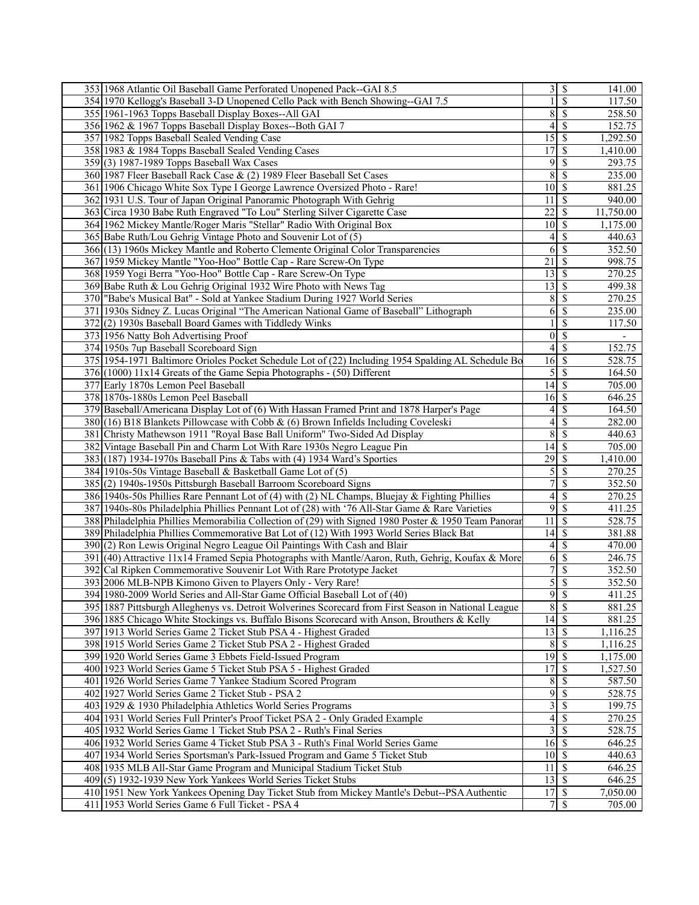| | | | | |
|---|---|---|---|---|
| 353 | 1968 Atlantic Oil Baseball Game Perforated Unopened Pack--GAI 8.5 | 3 | $ | 141.00 |
| 354 | 1970 Kellogg's Baseball 3-D Unopened Cello Pack with Bench Showing--GAI 7.5 | 1 | $ | 117.50 |
| 355 | 1961-1963 Topps Baseball Display Boxes--All GAI | 8 | $ | 258.50 |
| 356 | 1962 & 1967 Topps Baseball Display Boxes--Both GAI 7 | 4 | $ | 152.75 |
| 357 | 1982 Topps Baseball Sealed Vending Case | 15 | $ | 1,292.50 |
| 358 | 1983 & 1984 Topps Baseball Sealed Vending Cases | 17 | $ | 1,410.00 |
| 359 | (3) 1987-1989 Topps Baseball Wax Cases | 9 | $ | 293.75 |
| 360 | 1987 Fleer Baseball Rack Case & (2) 1989 Fleer Baseball Set Cases | 8 | $ | 235.00 |
| 361 | 1906 Chicago White Sox Type I George Lawrence Oversized Photo - Rare! | 10 | $ | 881.25 |
| 362 | 1931 U.S. Tour of Japan Original Panoramic Photograph With Gehrig | 11 | $ | 940.00 |
| 363 | Circa 1930 Babe Ruth Engraved "To Lou" Sterling Silver Cigarette Case | 22 | $ | 11,750.00 |
| 364 | 1962 Mickey Mantle/Roger Maris "Stellar" Radio With Original Box | 10 | $ | 1,175.00 |
| 365 | Babe Ruth/Lou Gehrig Vintage Photo and Souvenir Lot of (5) | 4 | $ | 440.63 |
| 366 | (13) 1960s Mickey Mantle and Roberto Clemente Original Color Transparencies | 6 | $ | 352.50 |
| 367 | 1959 Mickey Mantle "Yoo-Hoo" Bottle Cap - Rare Screw-On Type | 21 | $ | 998.75 |
| 368 | 1959 Yogi Berra "Yoo-Hoo" Bottle Cap - Rare Screw-On Type | 13 | $ | 270.25 |
| 369 | Babe Ruth & Lou Gehrig Original 1932 Wire Photo with News Tag | 13 | $ | 499.38 |
| 370 | "Babe's Musical Bat" - Sold at Yankee Stadium During 1927 World Series | 8 | $ | 270.25 |
| 371 | 1930s Sidney Z. Lucas Original "The American National Game of Baseball" Lithograph | 6 | $ | 235.00 |
| 372 | (2) 1930s Baseball Board Games with Tiddledy Winks | 1 | $ | 117.50 |
| 373 | 1956 Natty Boh Advertising Proof | 0 | $ | - |
| 374 | 1950s 7up Baseball Scoreboard Sign | 4 | $ | 152.75 |
| 375 | 1954-1971 Baltimore Orioles Pocket Schedule Lot of (22) Including 1954 Spalding AL Schedule Bo | 16 | $ | 528.75 |
| 376 | (1000) 11x14 Greats of the Game Sepia Photographs - (50) Different | 5 | $ | 164.50 |
| 377 | Early 1870s Lemon Peel Baseball | 14 | $ | 705.00 |
| 378 | 1870s-1880s Lemon Peel Baseball | 16 | $ | 646.25 |
| 379 | Baseball/Americana Display Lot of (6) With Hassan Framed Print and 1878 Harper's Page | 4 | $ | 164.50 |
| 380 | (16) B18 Blankets Pillowcase with Cobb & (6) Brown Infields Including Coveleski | 4 | $ | 282.00 |
| 381 | Christy Mathewson 1911 "Royal Base Ball Uniform" Two-Sided Ad Display | 8 | $ | 440.63 |
| 382 | Vintage Baseball Pin and Charm Lot With Rare 1930s Negro League Pin | 14 | $ | 705.00 |
| 383 | (187) 1934-1970s Baseball Pins & Tabs with (4) 1934 Ward's Sporties | 29 | $ | 1,410.00 |
| 384 | 1910s-50s Vintage Baseball & Basketball Game Lot of (5) | 5 | $ | 270.25 |
| 385 | (2) 1940s-1950s Pittsburgh Baseball Barroom Scoreboard Signs | 7 | $ | 352.50 |
| 386 | 1940s-50s Phillies Rare Pennant Lot of (4) with (2) NL Champs, Bluejay & Fighting Phillies | 4 | $ | 270.25 |
| 387 | 1940s-80s Philadelphia Phillies Pennant Lot of (28) with '76 All-Star Game & Rare Varieties | 9 | $ | 411.25 |
| 388 | Philadelphia Phillies Memorabilia Collection of (29) with Signed 1980 Poster & 1950 Team Panorar | 11 | $ | 528.75 |
| 389 | Philadelphia Phillies Commemorative Bat Lot of (12) With 1993 World Series Black Bat | 14 | $ | 381.88 |
| 390 | (2) Ron Lewis Original Negro League Oil Paintings With Cash and Blair | 4 | $ | 470.00 |
| 391 | (40) Attractive 11x14 Framed Sepia Photographs with Mantle/Aaron, Ruth, Gehrig, Koufax & More | 6 | $ | 246.75 |
| 392 | Cal Ripken Commemorative Souvenir Lot With Rare Prototype Jacket | 7 | $ | 352.50 |
| 393 | 2006 MLB-NPB Kimono Given to Players Only - Very Rare! | 5 | $ | 352.50 |
| 394 | 1980-2009 World Series and All-Star Game Official Baseball Lot of (40) | 9 | $ | 411.25 |
| 395 | 1887 Pittsburgh Alleghenys vs. Detroit Wolverines Scorecard from First Season in National League | 8 | $ | 881.25 |
| 396 | 1885 Chicago White Stockings vs. Buffalo Bisons Scorecard with Anson, Brouthers & Kelly | 14 | $ | 881.25 |
| 397 | 1913 World Series Game 2 Ticket Stub PSA 4 - Highest Graded | 13 | $ | 1,116.25 |
| 398 | 1915 World Series Game 2 Ticket Stub PSA 2 - Highest Graded | 8 | $ | 1,116.25 |
| 399 | 1920 World Series Game 3 Ebbets Field-Issued Program | 19 | $ | 1,175.00 |
| 400 | 1923 World Series Game 5 Ticket Stub PSA 5 - Highest Graded | 17 | $ | 1,527.50 |
| 401 | 1926 World Series Game 7 Yankee Stadium Scored Program | 8 | $ | 587.50 |
| 402 | 1927 World Series Game 2 Ticket Stub - PSA 2 | 9 | $ | 528.75 |
| 403 | 1929 & 1930 Philadelphia Athletics World Series Programs | 3 | $ | 199.75 |
| 404 | 1931 World Series Full Printer's Proof Ticket PSA 2 - Only Graded Example | 4 | $ | 270.25 |
| 405 | 1932 World Series Game 1 Ticket Stub PSA 2 - Ruth's Final Series | 3 | $ | 528.75 |
| 406 | 1932 World Series Game 4 Ticket Stub PSA 3 - Ruth's Final World Series Game | 16 | $ | 646.25 |
| 407 | 1934 World Series Sportsman's Park-Issued Program and Game 5 Ticket Stub | 10 | $ | 440.63 |
| 408 | 1935 MLB All-Star Game Program and Municipal Stadium Ticket Stub | 11 | $ | 646.25 |
| 409 | (5) 1932-1939 New York Yankees World Series Ticket Stubs | 13 | $ | 646.25 |
| 410 | 1951 New York Yankees Opening Day Ticket Stub from Mickey Mantle's Debut--PSA Authentic | 17 | $ | 7,050.00 |
| 411 | 1953 World Series Game 6 Full Ticket - PSA 4 | 7 | $ | 705.00 |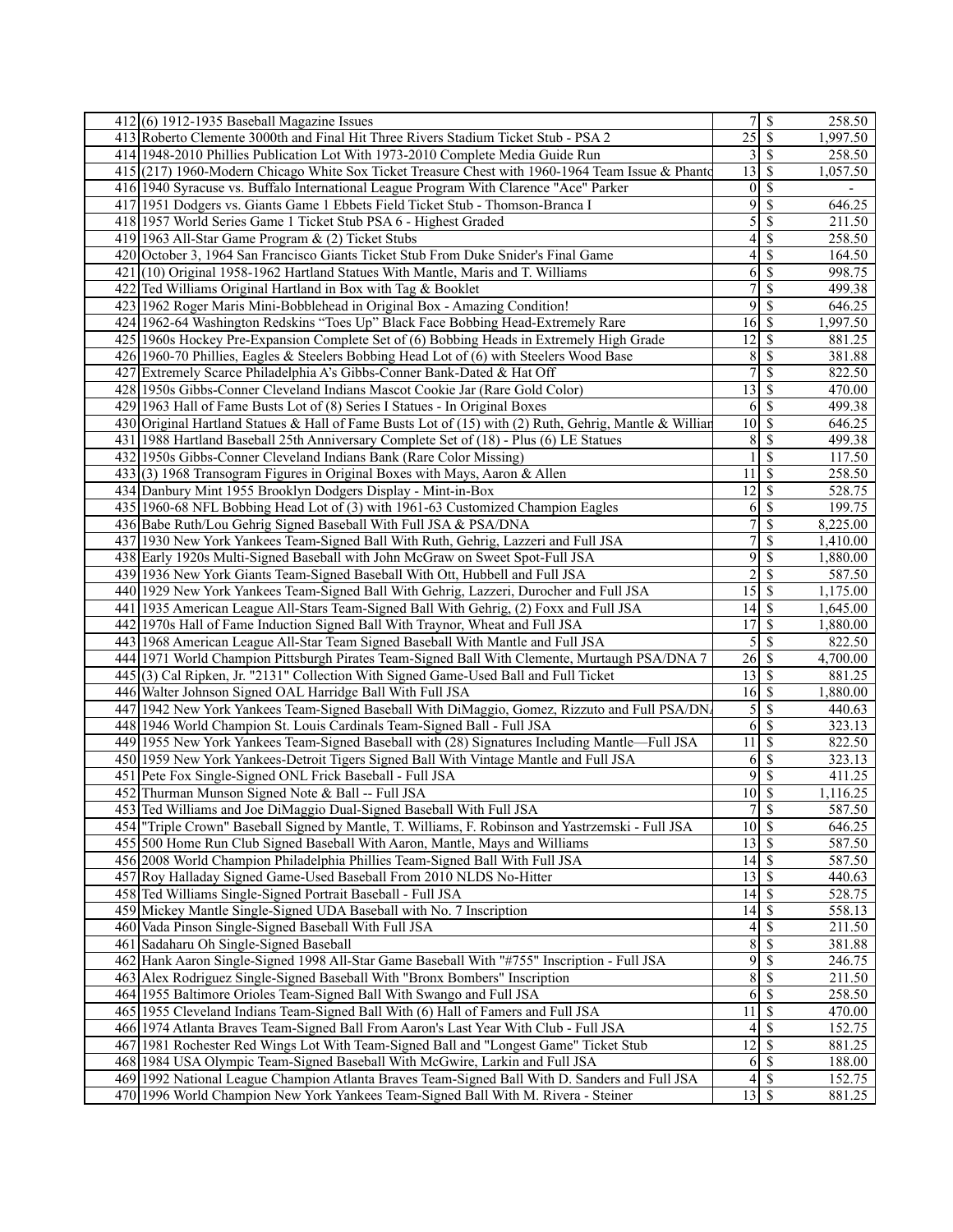| | | | | |
|---|---|---|---|---|
| 412 | (6) 1912-1935 Baseball Magazine Issues | 7 | $ | 258.50 |
| 413 | Roberto Clemente 3000th and Final Hit Three Rivers Stadium Ticket Stub - PSA 2 | 25 | $ | 1,997.50 |
| 414 | 1948-2010 Phillies Publication Lot With 1973-2010 Complete Media Guide Run | 3 | $ | 258.50 |
| 415 | (217) 1960-Modern Chicago White Sox Ticket Treasure Chest with 1960-1964 Team Issue & Phanto | 13 | $ | 1,057.50 |
| 416 | 1940 Syracuse vs. Buffalo International League Program With Clarence "Ace" Parker | 0 | $ | - |
| 417 | 1951 Dodgers vs. Giants Game 1 Ebbets Field Ticket Stub - Thomson-Branca I | 9 | $ | 646.25 |
| 418 | 1957 World Series Game 1 Ticket Stub PSA 6 - Highest Graded | 5 | $ | 211.50 |
| 419 | 1963 All-Star Game Program & (2) Ticket Stubs | 4 | $ | 258.50 |
| 420 | October 3, 1964 San Francisco Giants Ticket Stub From Duke Snider's Final Game | 4 | $ | 164.50 |
| 421 | (10) Original 1958-1962 Hartland Statues With Mantle, Maris and T. Williams | 6 | $ | 998.75 |
| 422 | Ted Williams Original Hartland in Box with Tag & Booklet | 7 | $ | 499.38 |
| 423 | 1962 Roger Maris Mini-Bobblehead in Original Box - Amazing Condition! | 9 | $ | 646.25 |
| 424 | 1962-64 Washington Redskins "Toes Up" Black Face Bobbing Head-Extremely Rare | 16 | $ | 1,997.50 |
| 425 | 1960s Hockey Pre-Expansion Complete Set of (6) Bobbing Heads in Extremely High Grade | 12 | $ | 881.25 |
| 426 | 1960-70 Phillies, Eagles & Steelers Bobbing Head Lot of (6) with Steelers Wood Base | 8 | $ | 381.88 |
| 427 | Extremely Scarce Philadelphia A's Gibbs-Conner Bank-Dated & Hat Off | 7 | $ | 822.50 |
| 428 | 1950s Gibbs-Conner Cleveland Indians Mascot Cookie Jar (Rare Gold Color) | 13 | $ | 470.00 |
| 429 | 1963 Hall of Fame Busts Lot of (8) Series I Statues - In Original Boxes | 6 | $ | 499.38 |
| 430 | Original Hartland Statues & Hall of Fame Busts Lot of (15) with (2) Ruth, Gehrig, Mantle & Willian | 10 | $ | 646.25 |
| 431 | 1988 Hartland Baseball 25th Anniversary Complete Set of (18) - Plus (6) LE Statues | 8 | $ | 499.38 |
| 432 | 1950s Gibbs-Conner Cleveland Indians Bank (Rare Color Missing) | 1 | $ | 117.50 |
| 433 | (3) 1968 Transogram Figures in Original Boxes with Mays, Aaron & Allen | 11 | $ | 258.50 |
| 434 | Danbury Mint 1955 Brooklyn Dodgers Display - Mint-in-Box | 12 | $ | 528.75 |
| 435 | 1960-68 NFL Bobbing Head Lot of (3) with 1961-63 Customized Champion Eagles | 6 | $ | 199.75 |
| 436 | Babe Ruth/Lou Gehrig Signed Baseball With Full JSA & PSA/DNA | 7 | $ | 8,225.00 |
| 437 | 1930 New York Yankees Team-Signed Ball With Ruth, Gehrig, Lazzeri and Full JSA | 7 | $ | 1,410.00 |
| 438 | Early 1920s Multi-Signed Baseball with John McGraw on Sweet Spot-Full JSA | 9 | $ | 1,880.00 |
| 439 | 1936 New York Giants Team-Signed Baseball With Ott, Hubbell and Full JSA | 2 | $ | 587.50 |
| 440 | 1929 New York Yankees Team-Signed Ball With Gehrig, Lazzeri, Durocher and Full JSA | 15 | $ | 1,175.00 |
| 441 | 1935 American League All-Stars Team-Signed Ball With Gehrig, (2) Foxx and Full JSA | 14 | $ | 1,645.00 |
| 442 | 1970s Hall of Fame Induction Signed Ball With Traynor, Wheat and Full JSA | 17 | $ | 1,880.00 |
| 443 | 1968 American League All-Star Team Signed Baseball With Mantle and Full JSA | 5 | $ | 822.50 |
| 444 | 1971 World Champion Pittsburgh Pirates Team-Signed Ball With Clemente, Murtaugh PSA/DNA 7 | 26 | $ | 4,700.00 |
| 445 | (3) Cal Ripken, Jr. "2131" Collection With Signed Game-Used Ball and Full Ticket | 13 | $ | 881.25 |
| 446 | Walter Johnson Signed OAL Harridge Ball With Full JSA | 16 | $ | 1,880.00 |
| 447 | 1942 New York Yankees Team-Signed Baseball With DiMaggio, Gomez, Rizzuto and Full PSA/DN | 5 | $ | 440.63 |
| 448 | 1946 World Champion St. Louis Cardinals Team-Signed Ball - Full JSA | 6 | $ | 323.13 |
| 449 | 1955 New York Yankees Team-Signed Baseball With (28) Signatures Including Mantle—Full JSA | 11 | $ | 822.50 |
| 450 | 1959 New York Yankees-Detroit Tigers Signed Ball With Vintage Mantle and Full JSA | 6 | $ | 323.13 |
| 451 | Pete Fox Single-Signed ONL Frick Baseball - Full JSA | 9 | $ | 411.25 |
| 452 | Thurman Munson Signed Note & Ball -- Full JSA | 10 | $ | 1,116.25 |
| 453 | Ted Williams and Joe DiMaggio Dual-Signed Baseball With Full JSA | 7 | $ | 587.50 |
| 454 | "Triple Crown" Baseball Signed by Mantle, T. Williams, F. Robinson and Yastrzemski - Full JSA | 10 | $ | 646.25 |
| 455 | 500 Home Run Club Signed Baseball With Aaron, Mantle, Mays and Williams | 13 | $ | 587.50 |
| 456 | 2008 World Champion Philadelphia Phillies Team-Signed Ball With Full JSA | 14 | $ | 587.50 |
| 457 | Roy Halladay Signed Game-Used Baseball From 2010 NLDS No-Hitter | 13 | $ | 440.63 |
| 458 | Ted Williams Single-Signed Portrait Baseball - Full JSA | 14 | $ | 528.75 |
| 459 | Mickey Mantle Single-Signed UDA Baseball with No. 7 Inscription | 14 | $ | 558.13 |
| 460 | Vada Pinson Single-Signed Baseball With Full JSA | 4 | $ | 211.50 |
| 461 | Sadaharu Oh Single-Signed Baseball | 8 | $ | 381.88 |
| 462 | Hank Aaron Single-Signed 1998 All-Star Game Baseball With "#755" Inscription - Full JSA | 9 | $ | 246.75 |
| 463 | Alex Rodriguez Single-Signed Baseball With "Bronx Bombers" Inscription | 8 | $ | 211.50 |
| 464 | 1955 Baltimore Orioles Team-Signed Ball With Swango and Full JSA | 6 | $ | 258.50 |
| 465 | 1955 Cleveland Indians Team-Signed Ball With (6) Hall of Famers and Full JSA | 11 | $ | 470.00 |
| 466 | 1974 Atlanta Braves Team-Signed Ball From Aaron's Last Year With Club - Full JSA | 4 | $ | 152.75 |
| 467 | 1981 Rochester Red Wings Lot With Team-Signed Ball and "Longest Game" Ticket Stub | 12 | $ | 881.25 |
| 468 | 1984 USA Olympic Team-Signed Baseball With McGwire, Larkin and Full JSA | 6 | $ | 188.00 |
| 469 | 1992 National League Champion Atlanta Braves Team-Signed Ball With D. Sanders and Full JSA | 4 | $ | 152.75 |
| 470 | 1996 World Champion New York Yankees Team-Signed Ball With M. Rivera - Steiner | 13 | $ | 881.25 |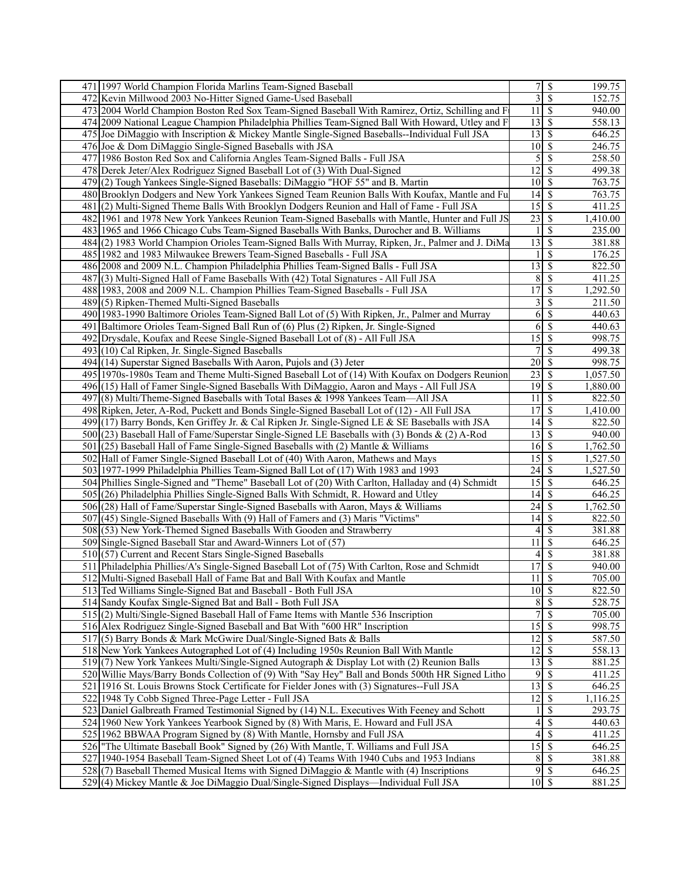| | | | | |
|---|---|---|---|---|
| 471 | 1997 World Champion Florida Marlins Team-Signed Baseball | 7 | $ | 199.75 |
| 472 | Kevin Millwood 2003 No-Hitter Signed Game-Used Baseball | 3 | $ | 152.75 |
| 473 | 2004 World Champion Boston Red Sox Team-Signed Baseball With Ramirez, Ortiz, Schilling and F | 11 | $ | 940.00 |
| 474 | 2009 National League Champion Philadelphia Phillies Team-Signed Ball With Howard, Utley and F | 13 | $ | 558.13 |
| 475 | Joe DiMaggio with Inscription & Mickey Mantle Single-Signed Baseballs--Individual Full JSA | 13 | $ | 646.25 |
| 476 | Joe & Dom DiMaggio Single-Signed Baseballs with JSA | 10 | $ | 246.75 |
| 477 | 1986 Boston Red Sox and California Angels Team-Signed Balls - Full JSA | 5 | $ | 258.50 |
| 478 | Derek Jeter/Alex Rodriguez Signed Baseball Lot of (3) With Dual-Signed | 12 | $ | 499.38 |
| 479 | (2) Tough Yankees Single-Signed Baseballs: DiMaggio "HOF 55" and B. Martin | 10 | $ | 763.75 |
| 480 | Brooklyn Dodgers and New York Yankees Signed Team Reunion Balls With Koufax, Mantle and Fu | 14 | $ | 763.75 |
| 481 | (2) Multi-Signed Theme Balls With Brooklyn Dodgers Reunion and Hall of Fame - Full JSA | 15 | $ | 411.25 |
| 482 | 1961 and 1978 New York Yankees Reunion Team-Signed Baseballs with Mantle, Hunter and Full JS | 23 | $ | 1,410.00 |
| 483 | 1965 and 1966 Chicago Cubs Team-Signed Baseballs With Banks, Durocher and B. Williams | 1 | $ | 235.00 |
| 484 | (2) 1983 World Champion Orioles Team-Signed Balls With Murray, Ripken, Jr., Palmer and J. DiMa | 13 | $ | 381.88 |
| 485 | 1982 and 1983 Milwaukee Brewers Team-Signed Baseballs - Full JSA | 1 | $ | 176.25 |
| 486 | 2008 and 2009 N.L. Champion Philadelphia Phillies Team-Signed Balls - Full JSA | 13 | $ | 822.50 |
| 487 | (3) Multi-Signed Hall of Fame Baseballs With (42) Total Signatures - All Full JSA | 8 | $ | 411.25 |
| 488 | 1983, 2008 and 2009 N.L. Champion Phillies Team-Signed Baseballs - Full JSA | 17 | $ | 1,292.50 |
| 489 | (5) Ripken-Themed Multi-Signed Baseballs | 3 | $ | 211.50 |
| 490 | 1983-1990 Baltimore Orioles Team-Signed Ball Lot of (5) With Ripken, Jr., Palmer and Murray | 6 | $ | 440.63 |
| 491 | Baltimore Orioles Team-Signed Ball Run of (6) Plus (2) Ripken, Jr. Single-Signed | 6 | $ | 440.63 |
| 492 | Drysdale, Koufax and Reese Single-Signed Baseball Lot of (8) - All Full JSA | 15 | $ | 998.75 |
| 493 | (10) Cal Ripken, Jr. Single-Signed Baseballs | 7 | $ | 499.38 |
| 494 | (14) Superstar Signed Baseballs With Aaron, Pujols and (3) Jeter | 20 | $ | 998.75 |
| 495 | 1970s-1980s Team and Theme Multi-Signed Baseball Lot of (14) With Koufax on Dodgers Reunion | 23 | $ | 1,057.50 |
| 496 | (15) Hall of Famer Single-Signed Baseballs With DiMaggio, Aaron and Mays - All Full JSA | 19 | $ | 1,880.00 |
| 497 | (8) Multi/Theme-Signed Baseballs with Total Bases & 1998 Yankees Team—All JSA | 11 | $ | 822.50 |
| 498 | Ripken, Jeter, A-Rod, Puckett and Bonds Single-Signed Baseball Lot of (12) - All Full JSA | 17 | $ | 1,410.00 |
| 499 | (17) Barry Bonds, Ken Griffey Jr. & Cal Ripken Jr. Single-Signed LE & SE Baseballs with JSA | 14 | $ | 822.50 |
| 500 | (23) Baseball Hall of Fame/Superstar Single-Signed LE Baseballs with (3) Bonds & (2) A-Rod | 13 | $ | 940.00 |
| 501 | (25) Baseball Hall of Fame Single-Signed Baseballs with (2) Mantle & Williams | 16 | $ | 1,762.50 |
| 502 | Hall of Famer Single-Signed Baseball Lot of (40) With Aaron, Mathews and Mays | 15 | $ | 1,527.50 |
| 503 | 1977-1999 Philadelphia Phillies Team-Signed Ball Lot of (17) With 1983 and 1993 | 24 | $ | 1,527.50 |
| 504 | Phillies Single-Signed and "Theme" Baseball Lot of (20) With Carlton, Halladay and (4) Schmidt | 15 | $ | 646.25 |
| 505 | (26) Philadelphia Phillies Single-Signed Balls With Schmidt, R. Howard and Utley | 14 | $ | 646.25 |
| 506 | (28) Hall of Fame/Superstar Single-Signed Baseballs with Aaron, Mays & Williams | 24 | $ | 1,762.50 |
| 507 | (45) Single-Signed Baseballs With (9) Hall of Famers and (3) Maris "Victims" | 14 | $ | 822.50 |
| 508 | (53) New York-Themed Signed Baseballs With Gooden and Strawberry | 4 | $ | 381.88 |
| 509 | Single-Signed Baseball Star and Award-Winners Lot of (57) | 11 | $ | 646.25 |
| 510 | (57) Current and Recent Stars Single-Signed Baseballs | 4 | $ | 381.88 |
| 511 | Philadelphia Phillies/A's Single-Signed Baseball Lot of (75) With Carlton, Rose and Schmidt | 17 | $ | 940.00 |
| 512 | Multi-Signed Baseball Hall of Fame Bat and Ball With Koufax and Mantle | 11 | $ | 705.00 |
| 513 | Ted Williams Single-Signed Bat and Baseball - Both Full JSA | 10 | $ | 822.50 |
| 514 | Sandy Koufax Single-Signed Bat and Ball - Both Full JSA | 8 | $ | 528.75 |
| 515 | (2) Multi/Single-Signed Baseball Hall of Fame Items with Mantle 536 Inscription | 7 | $ | 705.00 |
| 516 | Alex Rodriguez Single-Signed Baseball and Bat With "600 HR" Inscription | 15 | $ | 998.75 |
| 517 | (5) Barry Bonds & Mark McGwire Dual/Single-Signed Bats & Balls | 12 | $ | 587.50 |
| 518 | New York Yankees Autographed Lot of (4) Including 1950s Reunion Ball With Mantle | 12 | $ | 558.13 |
| 519 | (7) New York Yankees Multi/Single-Signed Autograph & Display Lot with (2) Reunion Balls | 13 | $ | 881.25 |
| 520 | Willie Mays/Barry Bonds Collection of (9) With "Say Hey" Ball and Bonds 500th HR Signed Litho | 9 | $ | 411.25 |
| 521 | 1916 St. Louis Browns Stock Certificate for Fielder Jones with (3) Signatures--Full JSA | 13 | $ | 646.25 |
| 522 | 1948 Ty Cobb Signed Three-Page Letter - Full JSA | 12 | $ | 1,116.25 |
| 523 | Daniel Galbreath Framed Testimonial Signed by (14) N.L. Executives With Feeney and Schott | 1 | $ | 293.75 |
| 524 | 1960 New York Yankees Yearbook Signed by (8) With Maris, E. Howard and Full JSA | 4 | $ | 440.63 |
| 525 | 1962 BBWAA Program Signed by (8) With Mantle, Hornsby and Full JSA | 4 | $ | 411.25 |
| 526 | "The Ultimate Baseball Book" Signed by (26) With Mantle, T. Williams and Full JSA | 15 | $ | 646.25 |
| 527 | 1940-1954 Baseball Team-Signed Sheet Lot of (4) Teams With 1940 Cubs and 1953 Indians | 8 | $ | 381.88 |
| 528 | (7) Baseball Themed Musical Items with Signed DiMaggio & Mantle with (4) Inscriptions | 9 | $ | 646.25 |
| 529 | (4) Mickey Mantle & Joe DiMaggio Dual/Single-Signed Displays—Individual Full JSA | 10 | $ | 881.25 |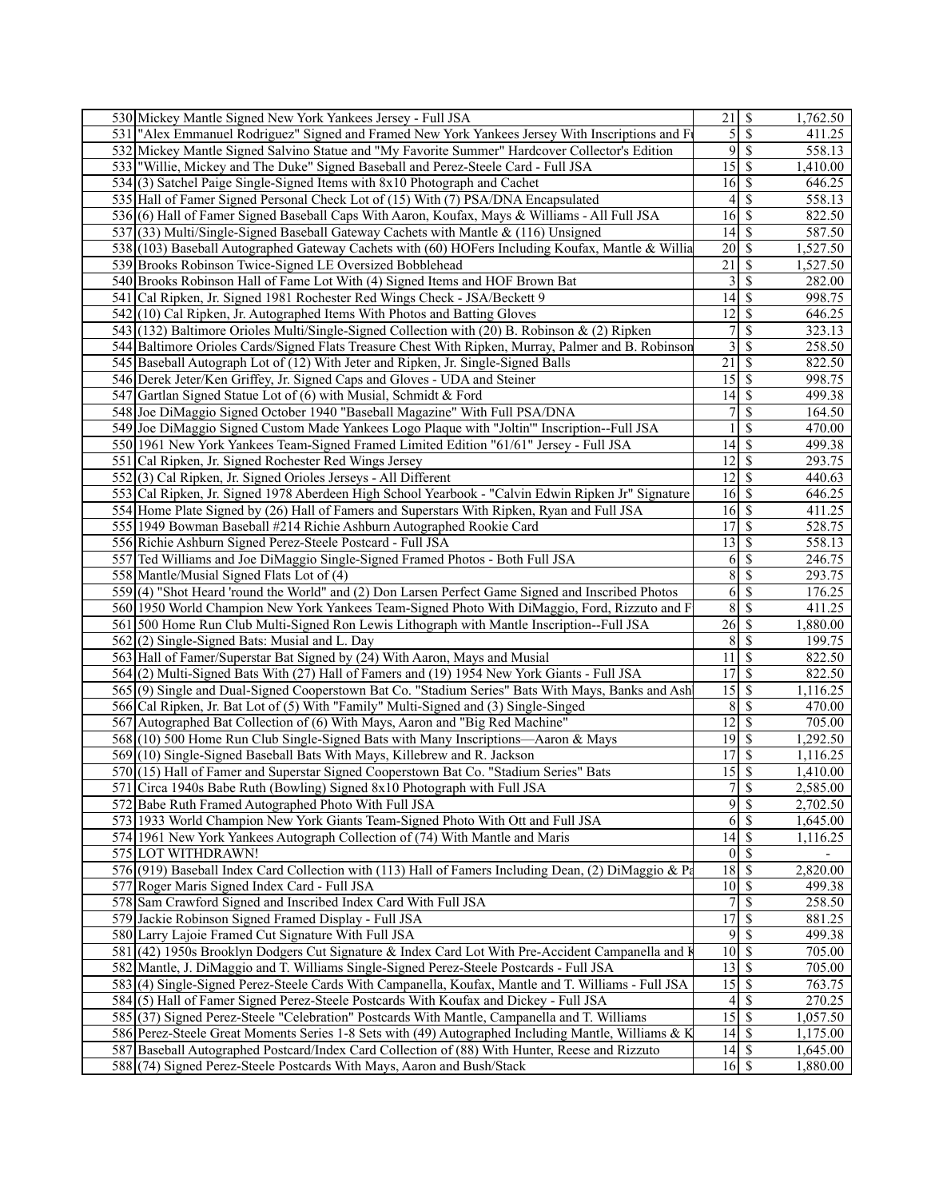| | | | | |
|---|---|---|---|---|
| 530 | Mickey Mantle Signed New York Yankees Jersey - Full JSA | 21 | $ | 1,762.50 |
| 531 | "Alex Emmanuel Rodriguez" Signed and Framed New York Yankees Jersey With Inscriptions and Fu | 5 | $ | 411.25 |
| 532 | Mickey Mantle Signed Salvino Statue and "My Favorite Summer" Hardcover Collector's Edition | 9 | $ | 558.13 |
| 533 | "Willie, Mickey and The Duke" Signed Baseball and Perez-Steele Card - Full JSA | 15 | $ | 1,410.00 |
| 534 | (3) Satchel Paige Single-Signed Items with 8x10 Photograph and Cachet | 16 | $ | 646.25 |
| 535 | Hall of Famer Signed Personal Check Lot of (15) With (7) PSA/DNA Encapsulated | 4 | $ | 558.13 |
| 536 | (6) Hall of Famer Signed Baseball Caps With Aaron, Koufax, Mays & Williams - All Full JSA | 16 | $ | 822.50 |
| 537 | (33) Multi/Single-Signed Baseball Gateway Cachets with Mantle & (116) Unsigned | 14 | $ | 587.50 |
| 538 | (103) Baseball Autographed Gateway Cachets with (60) HOFers Including Koufax, Mantle & Willia | 20 | $ | 1,527.50 |
| 539 | Brooks Robinson Twice-Signed LE Oversized Bobblehead | 21 | $ | 1,527.50 |
| 540 | Brooks Robinson Hall of Fame Lot With (4) Signed Items and HOF Brown Bat | 3 | $ | 282.00 |
| 541 | Cal Ripken, Jr. Signed 1981 Rochester Red Wings Check - JSA/Beckett 9 | 14 | $ | 998.75 |
| 542 | (10) Cal Ripken, Jr. Autographed Items With Photos and Batting Gloves | 12 | $ | 646.25 |
| 543 | (132) Baltimore Orioles Multi/Single-Signed Collection with (20) B. Robinson & (2) Ripken | 7 | $ | 323.13 |
| 544 | Baltimore Orioles Cards/Signed Flats Treasure Chest With Ripken, Murray, Palmer and B. Robinson | 3 | $ | 258.50 |
| 545 | Baseball Autograph Lot of (12) With Jeter and Ripken, Jr. Single-Signed Balls | 21 | $ | 822.50 |
| 546 | Derek Jeter/Ken Griffey, Jr. Signed Caps and Gloves - UDA and Steiner | 15 | $ | 998.75 |
| 547 | Gartlan Signed Statue Lot of (6) with Musial, Schmidt & Ford | 14 | $ | 499.38 |
| 548 | Joe DiMaggio Signed October 1940 "Baseball Magazine" With Full PSA/DNA | 7 | $ | 164.50 |
| 549 | Joe DiMaggio Signed Custom Made Yankees Logo Plaque with "Joltin'" Inscription--Full JSA | 1 | $ | 470.00 |
| 550 | 1961 New York Yankees Team-Signed Framed Limited Edition "61/61" Jersey - Full JSA | 14 | $ | 499.38 |
| 551 | Cal Ripken, Jr. Signed Rochester Red Wings Jersey | 12 | $ | 293.75 |
| 552 | (3) Cal Ripken, Jr. Signed Orioles Jerseys - All Different | 12 | $ | 440.63 |
| 553 | Cal Ripken, Jr. Signed 1978 Aberdeen High School Yearbook - "Calvin Edwin Ripken Jr" Signature | 16 | $ | 646.25 |
| 554 | Home Plate Signed by (26) Hall of Famers and Superstars With Ripken, Ryan and Full JSA | 16 | $ | 411.25 |
| 555 | 1949 Bowman Baseball #214 Richie Ashburn Autographed Rookie Card | 17 | $ | 528.75 |
| 556 | Richie Ashburn Signed Perez-Steele Postcard - Full JSA | 13 | $ | 558.13 |
| 557 | Ted Williams and Joe DiMaggio Single-Signed Framed Photos - Both Full JSA | 6 | $ | 246.75 |
| 558 | Mantle/Musial Signed Flats Lot of (4) | 8 | $ | 293.75 |
| 559 | (4) "Shot Heard 'round the World" and (2) Don Larsen Perfect Game Signed and Inscribed Photos | 6 | $ | 176.25 |
| 560 | 1950 World Champion New York Yankees Team-Signed Photo With DiMaggio, Ford, Rizzuto and F | 8 | $ | 411.25 |
| 561 | 500 Home Run Club Multi-Signed Ron Lewis Lithograph with Mantle Inscription--Full JSA | 26 | $ | 1,880.00 |
| 562 | (2) Single-Signed Bats: Musial and L. Day | 8 | $ | 199.75 |
| 563 | Hall of Famer/Superstar Bat Signed by (24) With Aaron, Mays and Musial | 11 | $ | 822.50 |
| 564 | (2) Multi-Signed Bats With (27) Hall of Famers and (19) 1954 New York Giants - Full JSA | 17 | $ | 822.50 |
| 565 | (9) Single and Dual-Signed Cooperstown Bat Co. "Stadium Series" Bats With Mays, Banks and Ash | 15 | $ | 1,116.25 |
| 566 | Cal Ripken, Jr. Bat Lot of (5) With "Family" Multi-Signed and (3) Single-Singed | 8 | $ | 470.00 |
| 567 | Autographed Bat Collection of (6) With Mays, Aaron and "Big Red Machine" | 12 | $ | 705.00 |
| 568 | (10) 500 Home Run Club Single-Signed Bats with Many Inscriptions—Aaron & Mays | 19 | $ | 1,292.50 |
| 569 | (10) Single-Signed Baseball Bats With Mays, Killebrew and R. Jackson | 17 | $ | 1,116.25 |
| 570 | (15) Hall of Famer and Superstar Signed Cooperstown Bat Co. "Stadium Series" Bats | 15 | $ | 1,410.00 |
| 571 | Circa 1940s Babe Ruth (Bowling) Signed 8x10 Photograph with Full JSA | 7 | $ | 2,585.00 |
| 572 | Babe Ruth Framed Autographed Photo With Full JSA | 9 | $ | 2,702.50 |
| 573 | 1933 World Champion New York Giants Team-Signed Photo With Ott and Full JSA | 6 | $ | 1,645.00 |
| 574 | 1961 New York Yankees Autograph Collection of (74) With Mantle and Maris | 14 | $ | 1,116.25 |
| 575 | LOT WITHDRAWN! | 0 | $ | - |
| 576 | (919) Baseball Index Card Collection with (113) Hall of Famers Including Dean, (2) DiMaggio & Pa | 18 | $ | 2,820.00 |
| 577 | Roger Maris Signed Index Card - Full JSA | 10 | $ | 499.38 |
| 578 | Sam Crawford Signed and Inscribed Index Card With Full JSA | 7 | $ | 258.50 |
| 579 | Jackie Robinson Signed Framed Display - Full JSA | 17 | $ | 881.25 |
| 580 | Larry Lajoie Framed Cut Signature With Full JSA | 9 | $ | 499.38 |
| 581 | (42) 1950s Brooklyn Dodgers Cut Signature & Index Card Lot With Pre-Accident Campanella and K | 10 | $ | 705.00 |
| 582 | Mantle, J. DiMaggio and T. Williams Single-Signed Perez-Steele Postcards - Full JSA | 13 | $ | 705.00 |
| 583 | (4) Single-Signed Perez-Steele Cards With Campanella, Koufax, Mantle and T. Williams - Full JSA | 15 | $ | 763.75 |
| 584 | (5) Hall of Famer Signed Perez-Steele Postcards With Koufax and Dickey - Full JSA | 4 | $ | 270.25 |
| 585 | (37) Signed Perez-Steele "Celebration" Postcards With Mantle, Campanella and T. Williams | 15 | $ | 1,057.50 |
| 586 | Perez-Steele Great Moments Series 1-8 Sets with (49) Autographed Including Mantle, Williams & K | 14 | $ | 1,175.00 |
| 587 | Baseball Autographed Postcard/Index Card Collection of (88) With Hunter, Reese and Rizzuto | 14 | $ | 1,645.00 |
| 588 | (74) Signed Perez-Steele Postcards With Mays, Aaron and Bush/Stack | 16 | $ | 1,880.00 |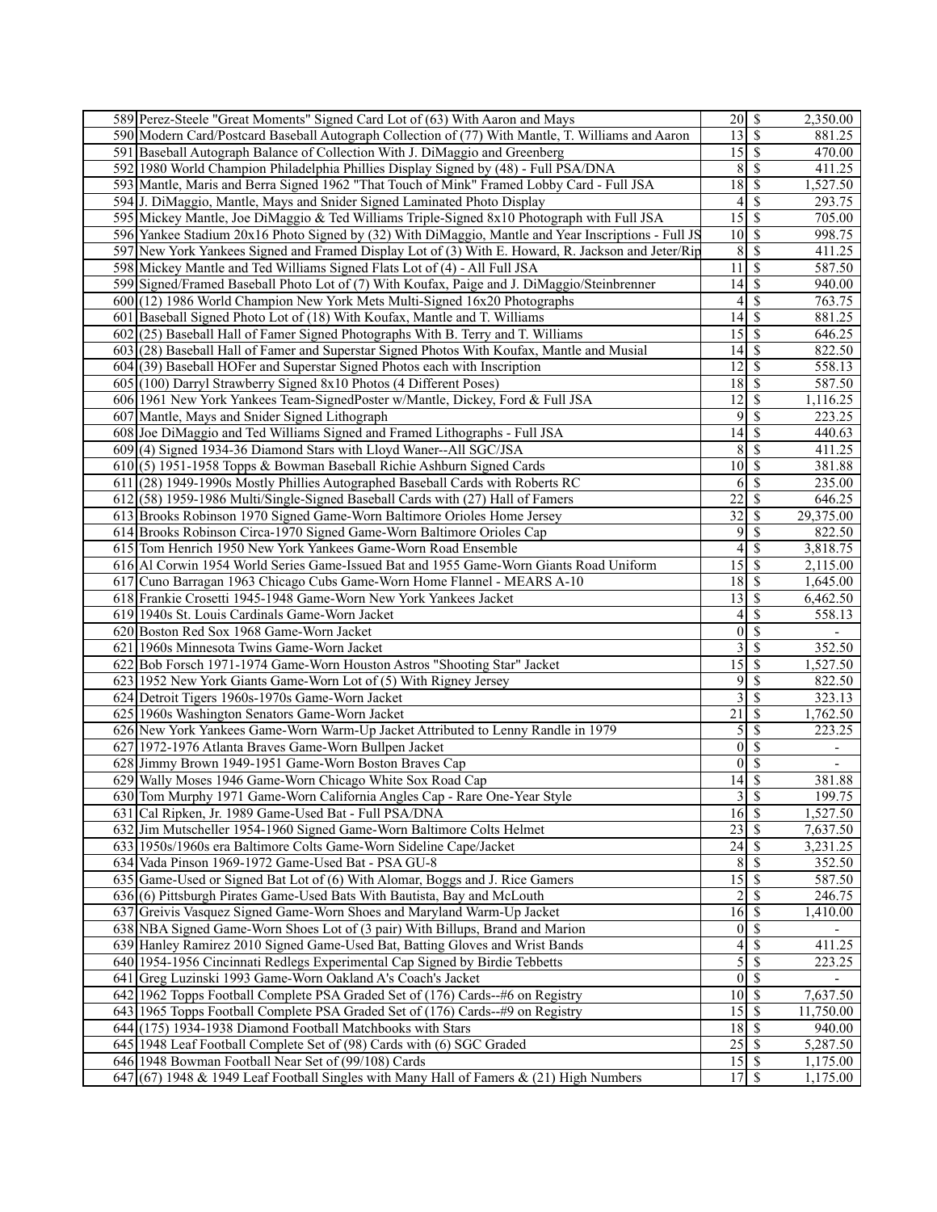| | | | | |
|---|---|---|---|---|
| 589 | Perez-Steele "Great Moments" Signed Card Lot of (63) With Aaron and Mays | 20 | $ | 2,350.00 |
| 590 | Modern Card/Postcard Baseball Autograph Collection of (77) With Mantle, T. Williams and Aaron | 13 | $ | 881.25 |
| 591 | Baseball Autograph Balance of Collection With J. DiMaggio and Greenberg | 15 | $ | 470.00 |
| 592 | 1980 World Champion Philadelphia Phillies Display Signed by (48) - Full PSA/DNA | 8 | $ | 411.25 |
| 593 | Mantle, Maris and Berra Signed 1962 "That Touch of Mink" Framed Lobby Card - Full JSA | 18 | $ | 1,527.50 |
| 594 | J. DiMaggio, Mantle, Mays and Snider Signed Laminated Photo Display | 4 | $ | 293.75 |
| 595 | Mickey Mantle, Joe DiMaggio & Ted Williams Triple-Signed 8x10 Photograph with Full JSA | 15 | $ | 705.00 |
| 596 | Yankee Stadium 20x16 Photo Signed by (32) With DiMaggio, Mantle and Year Inscriptions - Full JS | 10 | $ | 998.75 |
| 597 | New York Yankees Signed and Framed Display Lot of (3) With E. Howard, R. Jackson and Jeter/Rip | 8 | $ | 411.25 |
| 598 | Mickey Mantle and Ted Williams Signed Flats Lot of (4) - All Full JSA | 11 | $ | 587.50 |
| 599 | Signed/Framed Baseball Photo Lot of (7) With Koufax, Paige and J. DiMaggio/Steinbrenner | 14 | $ | 940.00 |
| 600 | (12) 1986 World Champion New York Mets Multi-Signed 16x20 Photographs | 4 | $ | 763.75 |
| 601 | Baseball Signed Photo Lot of (18) With Koufax, Mantle and T. Williams | 14 | $ | 881.25 |
| 602 | (25) Baseball Hall of Famer Signed Photographs With B. Terry and T. Williams | 15 | $ | 646.25 |
| 603 | (28) Baseball Hall of Famer and Superstar Signed Photos With Koufax, Mantle and Musial | 14 | $ | 822.50 |
| 604 | (39) Baseball HOFer and Superstar Signed Photos each with Inscription | 12 | $ | 558.13 |
| 605 | (100) Darryl Strawberry Signed 8x10 Photos (4 Different Poses) | 18 | $ | 587.50 |
| 606 | 1961 New York Yankees Team-SignedPoster w/Mantle, Dickey, Ford & Full JSA | 12 | $ | 1,116.25 |
| 607 | Mantle, Mays and Snider Signed Lithograph | 9 | $ | 223.25 |
| 608 | Joe DiMaggio and Ted Williams Signed and Framed Lithographs - Full JSA | 14 | $ | 440.63 |
| 609 | (4) Signed 1934-36 Diamond Stars with Lloyd Waner--All SGC/JSA | 8 | $ | 411.25 |
| 610 | (5) 1951-1958 Topps & Bowman Baseball Richie Ashburn Signed Cards | 10 | $ | 381.88 |
| 611 | (28) 1949-1990s Mostly Phillies Autographed Baseball Cards with Roberts RC | 6 | $ | 235.00 |
| 612 | (58) 1959-1986 Multi/Single-Signed Baseball Cards with (27) Hall of Famers | 22 | $ | 646.25 |
| 613 | Brooks Robinson 1970 Signed Game-Worn Baltimore Orioles Home Jersey | 32 | $ | 29,375.00 |
| 614 | Brooks Robinson Circa-1970 Signed Game-Worn Baltimore Orioles Cap | 9 | $ | 822.50 |
| 615 | Tom Henrich 1950 New York Yankees Game-Worn Road Ensemble | 4 | $ | 3,818.75 |
| 616 | Al Corwin 1954 World Series Game-Issued Bat and 1955 Game-Worn Giants Road Uniform | 15 | $ | 2,115.00 |
| 617 | Cuno Barragan 1963 Chicago Cubs Game-Worn Home Flannel - MEARS A-10 | 18 | $ | 1,645.00 |
| 618 | Frankie Crosetti 1945-1948 Game-Worn New York Yankees Jacket | 13 | $ | 6,462.50 |
| 619 | 1940s St. Louis Cardinals Game-Worn Jacket | 4 | $ | 558.13 |
| 620 | Boston Red Sox 1968 Game-Worn Jacket | 0 | $ | - |
| 621 | 1960s Minnesota Twins Game-Worn Jacket | 3 | $ | 352.50 |
| 622 | Bob Forsch 1971-1974 Game-Worn Houston Astros "Shooting Star" Jacket | 15 | $ | 1,527.50 |
| 623 | 1952 New York Giants Game-Worn Lot of (5) With Rigney Jersey | 9 | $ | 822.50 |
| 624 | Detroit Tigers 1960s-1970s Game-Worn Jacket | 3 | $ | 323.13 |
| 625 | 1960s Washington Senators Game-Worn Jacket | 21 | $ | 1,762.50 |
| 626 | New York Yankees Game-Worn Warm-Up Jacket Attributed to Lenny Randle in 1979 | 5 | $ | 223.25 |
| 627 | 1972-1976 Atlanta Braves Game-Worn Bullpen Jacket | 0 | $ | - |
| 628 | Jimmy Brown 1949-1951 Game-Worn Boston Braves Cap | 0 | $ | - |
| 629 | Wally Moses 1946 Game-Worn Chicago White Sox Road Cap | 14 | $ | 381.88 |
| 630 | Tom Murphy 1971 Game-Worn California Angles Cap - Rare One-Year Style | 3 | $ | 199.75 |
| 631 | Cal Ripken, Jr. 1989 Game-Used Bat - Full PSA/DNA | 16 | $ | 1,527.50 |
| 632 | Jim Mutscheller 1954-1960 Signed Game-Worn Baltimore Colts Helmet | 23 | $ | 7,637.50 |
| 633 | 1950s/1960s era Baltimore Colts Game-Worn Sideline Cape/Jacket | 24 | $ | 3,231.25 |
| 634 | Vada Pinson 1969-1972 Game-Used Bat - PSA GU-8 | 8 | $ | 352.50 |
| 635 | Game-Used or Signed Bat Lot of (6) With Alomar, Boggs and J. Rice Gamers | 15 | $ | 587.50 |
| 636 | (6) Pittsburgh Pirates Game-Used Bats With Bautista, Bay and McLouth | 2 | $ | 246.75 |
| 637 | Greivis Vasquez Signed Game-Worn Shoes and Maryland Warm-Up Jacket | 16 | $ | 1,410.00 |
| 638 | NBA Signed Game-Worn Shoes Lot of (3 pair) With Billups, Brand and Marion | 0 | $ | - |
| 639 | Hanley Ramirez 2010 Signed Game-Used Bat, Batting Gloves and Wrist Bands | 4 | $ | 411.25 |
| 640 | 1954-1956 Cincinnati Redlegs Experimental Cap Signed by Birdie Tebbetts | 5 | $ | 223.25 |
| 641 | Greg Luzinski 1993 Game-Worn Oakland A's Coach's Jacket | 0 | $ | - |
| 642 | 1962 Topps Football Complete PSA Graded Set of (176) Cards--#6 on Registry | 10 | $ | 7,637.50 |
| 643 | 1965 Topps Football Complete PSA Graded Set of (176) Cards--#9 on Registry | 15 | $ | 11,750.00 |
| 644 | (175) 1934-1938 Diamond Football Matchbooks with Stars | 18 | $ | 940.00 |
| 645 | 1948 Leaf Football Complete Set of (98) Cards with (6) SGC Graded | 25 | $ | 5,287.50 |
| 646 | 1948 Bowman Football Near Set of (99/108) Cards | 15 | $ | 1,175.00 |
| 647 | (67) 1948 & 1949 Leaf Football Singles with Many Hall of Famers & (21) High Numbers | 17 | $ | 1,175.00 |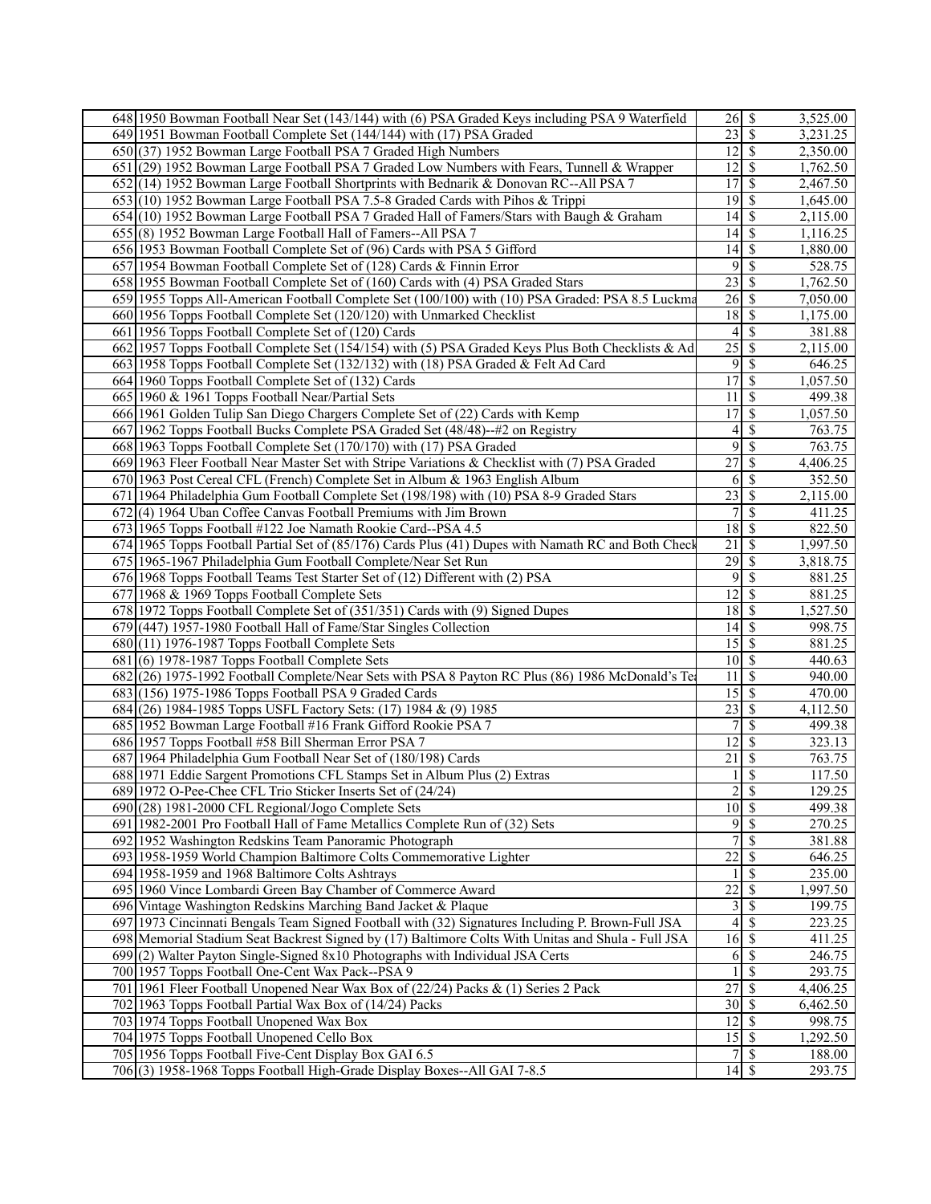| | | | | |
|---|---|---|---|---|
| 648 | 1950 Bowman Football Near Set (143/144) with (6) PSA Graded Keys including PSA 9 Waterfield | 26 | $ | 3,525.00 |
| 649 | 1951 Bowman Football Complete Set (144/144) with (17) PSA Graded | 23 | $ | 3,231.25 |
| 650 | (37) 1952 Bowman Large Football PSA 7 Graded High Numbers | 12 | $ | 2,350.00 |
| 651 | (29) 1952 Bowman Large Football PSA 7 Graded Low Numbers with Fears, Tunnell & Wrapper | 12 | $ | 1,762.50 |
| 652 | (14) 1952 Bowman Large Football Shortprints with Bednarik & Donovan RC--All PSA 7 | 17 | $ | 2,467.50 |
| 653 | (10) 1952 Bowman Large Football PSA 7.5-8 Graded Cards with Pihos & Trippi | 19 | $ | 1,645.00 |
| 654 | (10) 1952 Bowman Large Football PSA 7 Graded Hall of Famers/Stars with Baugh & Graham | 14 | $ | 2,115.00 |
| 655 | (8) 1952 Bowman Large Football Hall of Famers--All PSA 7 | 14 | $ | 1,116.25 |
| 656 | 1953 Bowman Football Complete Set of (96) Cards with PSA 5 Gifford | 14 | $ | 1,880.00 |
| 657 | 1954 Bowman Football Complete Set of (128) Cards & Finnin Error | 9 | $ | 528.75 |
| 658 | 1955 Bowman Football Complete Set of (160) Cards with (4) PSA Graded Stars | 23 | $ | 1,762.50 |
| 659 | 1955 Topps All-American Football Complete Set (100/100) with (10) PSA Graded: PSA 8.5 Luckma | 26 | $ | 7,050.00 |
| 660 | 1956 Topps Football Complete Set (120/120) with Unmarked Checklist | 18 | $ | 1,175.00 |
| 661 | 1956 Topps Football Complete Set of (120) Cards | 4 | $ | 381.88 |
| 662 | 1957 Topps Football Complete Set (154/154) with (5) PSA Graded Keys Plus Both Checklists & Ad | 25 | $ | 2,115.00 |
| 663 | 1958 Topps Football Complete Set (132/132) with (18) PSA Graded & Felt Ad Card | 9 | $ | 646.25 |
| 664 | 1960 Topps Football Complete Set of (132) Cards | 17 | $ | 1,057.50 |
| 665 | 1960 & 1961 Topps Football Near/Partial Sets | 11 | $ | 499.38 |
| 666 | 1961 Golden Tulip San Diego Chargers Complete Set of (22) Cards with Kemp | 17 | $ | 1,057.50 |
| 667 | 1962 Topps Football Bucks Complete PSA Graded Set (48/48)--#2 on Registry | 4 | $ | 763.75 |
| 668 | 1963 Topps Football Complete Set (170/170) with (17) PSA Graded | 9 | $ | 763.75 |
| 669 | 1963 Fleer Football Near Master Set with Stripe Variations & Checklist with (7) PSA Graded | 27 | $ | 4,406.25 |
| 670 | 1963 Post Cereal CFL (French) Complete Set in Album & 1963 English Album | 6 | $ | 352.50 |
| 671 | 1964 Philadelphia Gum Football Complete Set (198/198) with (10) PSA 8-9 Graded Stars | 23 | $ | 2,115.00 |
| 672 | (4) 1964 Uban Coffee Canvas Football Premiums with Jim Brown | 7 | $ | 411.25 |
| 673 | 1965 Topps Football #122 Joe Namath Rookie Card--PSA 4.5 | 18 | $ | 822.50 |
| 674 | 1965 Topps Football Partial Set of (85/176) Cards Plus (41) Dupes with Namath RC and Both Check | 21 | $ | 1,997.50 |
| 675 | 1965-1967 Philadelphia Gum Football Complete/Near Set Run | 29 | $ | 3,818.75 |
| 676 | 1968 Topps Football Teams Test Starter Set of (12) Different with (2) PSA | 9 | $ | 881.25 |
| 677 | 1968 & 1969 Topps Football Complete Sets | 12 | $ | 881.25 |
| 678 | 1972 Topps Football Complete Set of (351/351) Cards with (9) Signed Dupes | 18 | $ | 1,527.50 |
| 679 | (447) 1957-1980 Football Hall of Fame/Star Singles Collection | 14 | $ | 998.75 |
| 680 | (11) 1976-1987 Topps Football Complete Sets | 15 | $ | 881.25 |
| 681 | (6) 1978-1987 Topps Football Complete Sets | 10 | $ | 440.63 |
| 682 | (26) 1975-1992 Football Complete/Near Sets with PSA 8 Payton RC Plus (86) 1986 McDonald's Te | 11 | $ | 940.00 |
| 683 | (156) 1975-1986 Topps Football PSA 9 Graded Cards | 15 | $ | 470.00 |
| 684 | (26) 1984-1985 Topps USFL Factory Sets: (17) 1984 & (9) 1985 | 23 | $ | 4,112.50 |
| 685 | 1952 Bowman Large Football #16 Frank Gifford Rookie PSA 7 | 7 | $ | 499.38 |
| 686 | 1957 Topps Football #58 Bill Sherman Error PSA 7 | 12 | $ | 323.13 |
| 687 | 1964 Philadelphia Gum Football Near Set of (180/198) Cards | 21 | $ | 763.75 |
| 688 | 1971 Eddie Sargent Promotions CFL Stamps Set in Album Plus (2) Extras | 1 | $ | 117.50 |
| 689 | 1972 O-Pee-Chee CFL Trio Sticker Inserts Set of (24/24) | 2 | $ | 129.25 |
| 690 | (28) 1981-2000 CFL Regional/Jogo Complete Sets | 10 | $ | 499.38 |
| 691 | 1982-2001 Pro Football Hall of Fame Metallics Complete Run of (32) Sets | 9 | $ | 270.25 |
| 692 | 1952 Washington Redskins Team Panoramic Photograph | 7 | $ | 381.88 |
| 693 | 1958-1959 World Champion Baltimore Colts Commemorative Lighter | 22 | $ | 646.25 |
| 694 | 1958-1959 and 1968 Baltimore Colts Ashtrays | 1 | $ | 235.00 |
| 695 | 1960 Vince Lombardi Green Bay Chamber of Commerce Award | 22 | $ | 1,997.50 |
| 696 | Vintage Washington Redskins Marching Band Jacket & Plaque | 3 | $ | 199.75 |
| 697 | 1973 Cincinnati Bengals Team Signed Football with (32) Signatures Including P. Brown-Full JSA | 4 | $ | 223.25 |
| 698 | Memorial Stadium Seat Backrest Signed by (17) Baltimore Colts With Unitas and Shula - Full JSA | 16 | $ | 411.25 |
| 699 | (2) Walter Payton Single-Signed 8x10 Photographs with Individual JSA Certs | 6 | $ | 246.75 |
| 700 | 1957 Topps Football One-Cent Wax Pack--PSA 9 | 1 | $ | 293.75 |
| 701 | 1961 Fleer Football Unopened Near Wax Box of (22/24) Packs & (1) Series 2 Pack | 27 | $ | 4,406.25 |
| 702 | 1963 Topps Football Partial Wax Box of (14/24) Packs | 30 | $ | 6,462.50 |
| 703 | 1974 Topps Football Unopened Wax Box | 12 | $ | 998.75 |
| 704 | 1975 Topps Football Unopened Cello Box | 15 | $ | 1,292.50 |
| 705 | 1956 Topps Football Five-Cent Display Box GAI 6.5 | 7 | $ | 188.00 |
| 706 | (3) 1958-1968 Topps Football High-Grade Display Boxes--All GAI 7-8.5 | 14 | $ | 293.75 |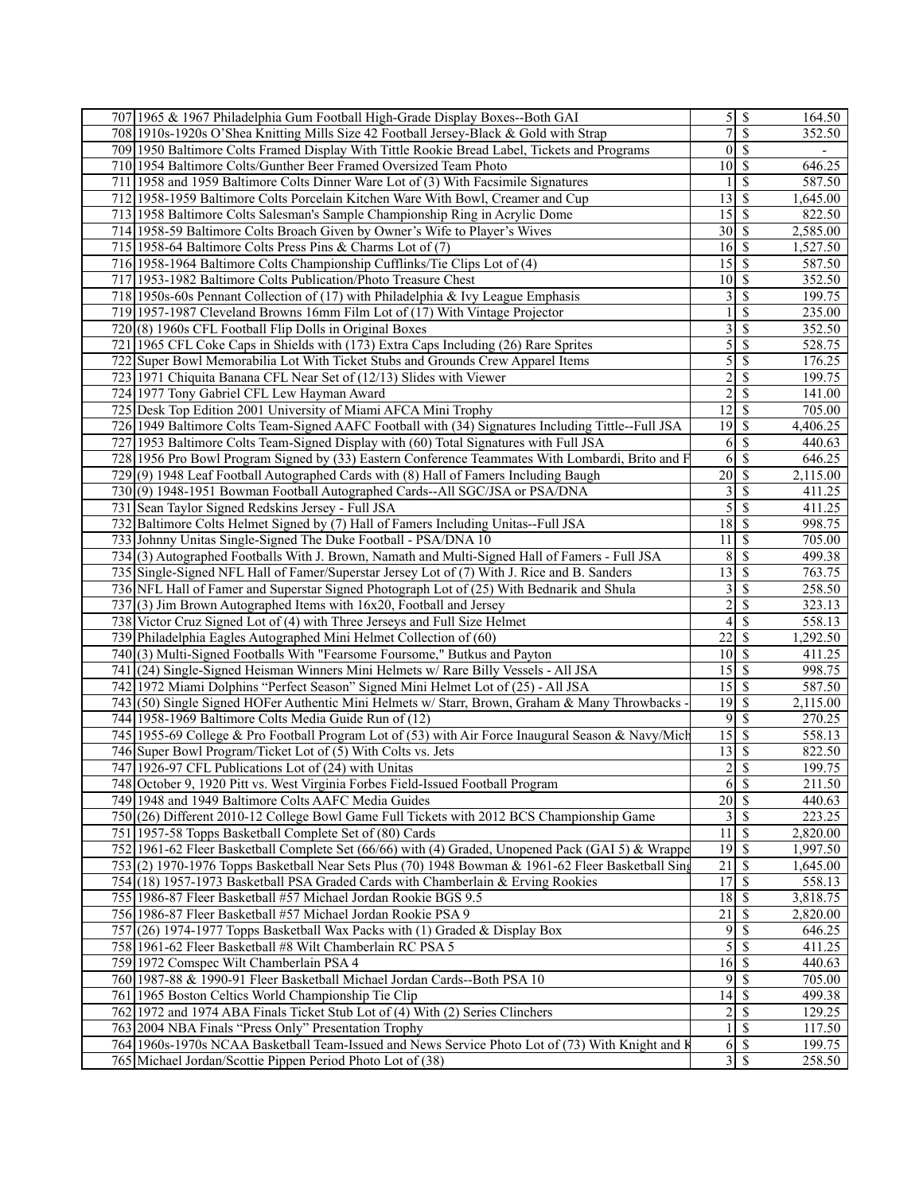| | | | | |
|---|---|---|---|---|
| 707 | 1965 & 1967 Philadelphia Gum Football High-Grade Display Boxes--Both GAI | 5 | $ | 164.50 |
| 708 | 1910s-1920s O'Shea Knitting Mills Size 42 Football Jersey-Black & Gold with Strap | 7 | $ | 352.50 |
| 709 | 1950 Baltimore Colts Framed Display With Tittle Rookie Bread Label, Tickets and Programs | 0 | $ | - |
| 710 | 1954 Baltimore Colts/Gunther Beer Framed Oversized Team Photo | 10 | $ | 646.25 |
| 711 | 1958 and 1959 Baltimore Colts Dinner Ware Lot of (3) With Facsimile Signatures | 1 | $ | 587.50 |
| 712 | 1958-1959 Baltimore Colts Porcelain Kitchen Ware With Bowl, Creamer and Cup | 13 | $ | 1,645.00 |
| 713 | 1958 Baltimore Colts Salesman's Sample Championship Ring in Acrylic Dome | 15 | $ | 822.50 |
| 714 | 1958-59 Baltimore Colts Broach Given by Owner's Wife to Player's Wives | 30 | $ | 2,585.00 |
| 715 | 1958-64 Baltimore Colts Press Pins & Charms Lot of (7) | 16 | $ | 1,527.50 |
| 716 | 1958-1964 Baltimore Colts Championship Cufflinks/Tie Clips Lot of (4) | 15 | $ | 587.50 |
| 717 | 1953-1982 Baltimore Colts Publication/Photo Treasure Chest | 10 | $ | 352.50 |
| 718 | 1950s-60s Pennant Collection of (17) with Philadelphia & Ivy League Emphasis | 3 | $ | 199.75 |
| 719 | 1957-1987 Cleveland Browns 16mm Film Lot of (17) With Vintage Projector | 1 | $ | 235.00 |
| 720 | (8) 1960s CFL Football Flip Dolls in Original Boxes | 3 | $ | 352.50 |
| 721 | 1965 CFL Coke Caps in Shields with (173) Extra Caps Including (26) Rare Sprites | 5 | $ | 528.75 |
| 722 | Super Bowl Memorabilia Lot With Ticket Stubs and Grounds Crew Apparel Items | 5 | $ | 176.25 |
| 723 | 1971 Chiquita Banana CFL Near Set of (12/13) Slides with Viewer | 2 | $ | 199.75 |
| 724 | 1977 Tony Gabriel CFL Lew Hayman Award | 2 | $ | 141.00 |
| 725 | Desk Top Edition 2001 University of Miami AFCA Mini Trophy | 12 | $ | 705.00 |
| 726 | 1949 Baltimore Colts Team-Signed AAFC Football with (34) Signatures Including Tittle--Full JSA | 19 | $ | 4,406.25 |
| 727 | 1953 Baltimore Colts Team-Signed Display with (60) Total Signatures with Full JSA | 6 | $ | 440.63 |
| 728 | 1956 Pro Bowl Program Signed by (33) Eastern Conference Teammates With Lombardi, Brito and F | 6 | $ | 646.25 |
| 729 | (9) 1948 Leaf Football Autographed Cards with (8) Hall of Famers Including Baugh | 20 | $ | 2,115.00 |
| 730 | (9) 1948-1951 Bowman Football Autographed Cards--All SGC/JSA or PSA/DNA | 3 | $ | 411.25 |
| 731 | Sean Taylor Signed Redskins Jersey - Full JSA | 5 | $ | 411.25 |
| 732 | Baltimore Colts Helmet Signed by (7) Hall of Famers Including Unitas--Full JSA | 18 | $ | 998.75 |
| 733 | Johnny Unitas Single-Signed The Duke Football - PSA/DNA 10 | 11 | $ | 705.00 |
| 734 | (3) Autographed Footballs With J. Brown, Namath and Multi-Signed Hall of Famers - Full JSA | 8 | $ | 499.38 |
| 735 | Single-Signed NFL Hall of Famer/Superstar Jersey Lot of (7) With J. Rice and B. Sanders | 13 | $ | 763.75 |
| 736 | NFL Hall of Famer and Superstar Signed Photograph Lot of (25) With Bednarik and Shula | 3 | $ | 258.50 |
| 737 | (3) Jim Brown Autographed Items with 16x20, Football and Jersey | 2 | $ | 323.13 |
| 738 | Victor Cruz Signed Lot of (4) with Three Jerseys and Full Size Helmet | 4 | $ | 558.13 |
| 739 | Philadelphia Eagles Autographed Mini Helmet Collection of (60) | 22 | $ | 1,292.50 |
| 740 | (3) Multi-Signed Footballs With "Fearsome Foursome," Butkus and Payton | 10 | $ | 411.25 |
| 741 | (24) Single-Signed Heisman Winners Mini Helmets w/ Rare Billy Vessels - All JSA | 15 | $ | 998.75 |
| 742 | 1972 Miami Dolphins "Perfect Season" Signed Mini Helmet Lot of (25) - All JSA | 15 | $ | 587.50 |
| 743 | (50) Single Signed HOFer Authentic Mini Helmets w/ Starr, Brown, Graham & Many Throwbacks - | 19 | $ | 2,115.00 |
| 744 | 1958-1969 Baltimore Colts Media Guide Run of (12) | 9 | $ | 270.25 |
| 745 | 1955-69 College & Pro Football Program Lot of (53) with Air Force Inaugural Season & Navy/Mich | 15 | $ | 558.13 |
| 746 | Super Bowl Program/Ticket Lot of (5) With Colts vs. Jets | 13 | $ | 822.50 |
| 747 | 1926-97 CFL Publications Lot of (24) with Unitas | 2 | $ | 199.75 |
| 748 | October 9, 1920 Pitt vs. West Virginia Forbes Field-Issued Football Program | 6 | $ | 211.50 |
| 749 | 1948 and 1949 Baltimore Colts AAFC Media Guides | 20 | $ | 440.63 |
| 750 | (26) Different 2010-12 College Bowl Game Full Tickets with 2012 BCS Championship Game | 3 | $ | 223.25 |
| 751 | 1957-58 Topps Basketball Complete Set of (80) Cards | 11 | $ | 2,820.00 |
| 752 | 1961-62 Fleer Basketball Complete Set (66/66) with (4) Graded, Unopened Pack (GAI 5) & Wrappe | 19 | $ | 1,997.50 |
| 753 | (2) 1970-1976 Topps Basketball Near Sets Plus (70) 1948 Bowman & 1961-62 Fleer Basketball Sing | 21 | $ | 1,645.00 |
| 754 | (18) 1957-1973 Basketball PSA Graded Cards with Chamberlain & Erving Rookies | 17 | $ | 558.13 |
| 755 | 1986-87 Fleer Basketball #57 Michael Jordan Rookie BGS 9.5 | 18 | $ | 3,818.75 |
| 756 | 1986-87 Fleer Basketball #57 Michael Jordan Rookie PSA 9 | 21 | $ | 2,820.00 |
| 757 | (26) 1974-1977 Topps Basketball Wax Packs with (1) Graded & Display Box | 9 | $ | 646.25 |
| 758 | 1961-62 Fleer Basketball #8 Wilt Chamberlain RC PSA 5 | 5 | $ | 411.25 |
| 759 | 1972 Comspec Wilt Chamberlain PSA 4 | 16 | $ | 440.63 |
| 760 | 1987-88 & 1990-91 Fleer Basketball Michael Jordan Cards--Both PSA 10 | 9 | $ | 705.00 |
| 761 | 1965 Boston Celtics World Championship Tie Clip | 14 | $ | 499.38 |
| 762 | 1972 and 1974 ABA Finals Ticket Stub Lot of (4) With (2) Series Clinchers | 2 | $ | 129.25 |
| 763 | 2004 NBA Finals "Press Only" Presentation Trophy | 1 | $ | 117.50 |
| 764 | 1960s-1970s NCAA Basketball Team-Issued and News Service Photo Lot of (73) With Knight and K | 6 | $ | 199.75 |
| 765 | Michael Jordan/Scottie Pippen Period Photo Lot of (38) | 3 | $ | 258.50 |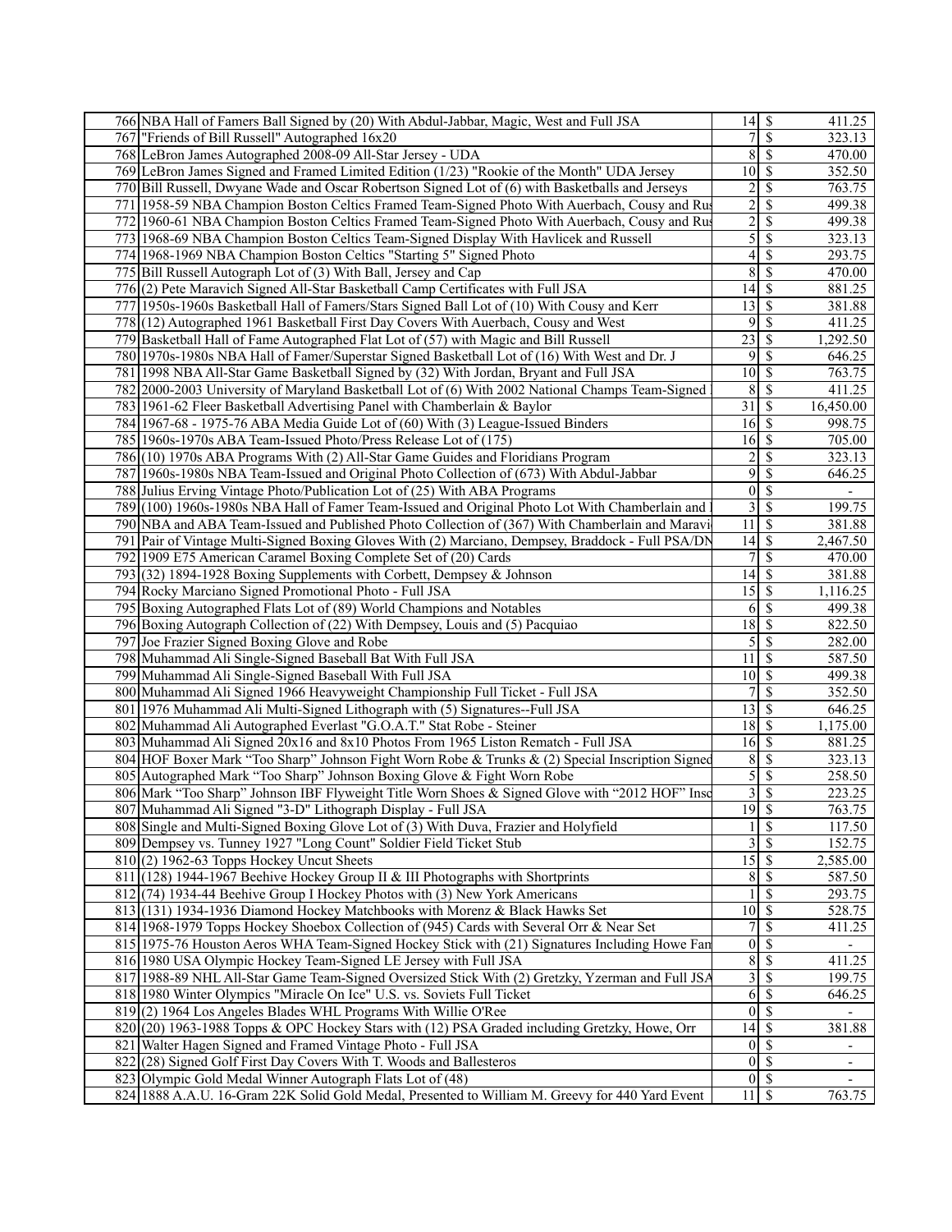| | | | | |
|---|---|---|---|---|
| 766 | NBA Hall of Famers Ball Signed by (20) With Abdul-Jabbar, Magic, West and Full JSA | 14 | $ | 411.25 |
| 767 | "Friends of Bill Russell" Autographed 16x20 | 7 | $ | 323.13 |
| 768 | LeBron James Autographed 2008-09 All-Star Jersey - UDA | 8 | $ | 470.00 |
| 769 | LeBron James Signed and Framed Limited Edition (1/23) "Rookie of the Month" UDA Jersey | 10 | $ | 352.50 |
| 770 | Bill Russell, Dwyane Wade and Oscar Robertson Signed Lot of (6) with Basketballs and Jerseys | 2 | $ | 763.75 |
| 771 | 1958-59 NBA Champion Boston Celtics Framed Team-Signed Photo With Auerbach, Cousy and Rus | 2 | $ | 499.38 |
| 772 | 1960-61 NBA Champion Boston Celtics Framed Team-Signed Photo With Auerbach, Cousy and Rus | 2 | $ | 499.38 |
| 773 | 1968-69 NBA Champion Boston Celtics Team-Signed Display With Havlicek and Russell | 5 | $ | 323.13 |
| 774 | 1968-1969 NBA Champion Boston Celtics "Starting 5" Signed Photo | 4 | $ | 293.75 |
| 775 | Bill Russell Autograph Lot of (3) With Ball, Jersey and Cap | 8 | $ | 470.00 |
| 776 | (2) Pete Maravich Signed All-Star Basketball Camp Certificates with Full JSA | 14 | $ | 881.25 |
| 777 | 1950s-1960s Basketball Hall of Famers/Stars Signed Ball Lot of (10) With Cousy and Kerr | 13 | $ | 381.88 |
| 778 | (12) Autographed 1961 Basketball First Day Covers With Auerbach, Cousy and West | 9 | $ | 411.25 |
| 779 | Basketball Hall of Fame Autographed Flat Lot of (57) with Magic and Bill Russell | 23 | $ | 1,292.50 |
| 780 | 1970s-1980s NBA Hall of Famer/Superstar Signed Basketball Lot of (16) With West and Dr. J | 9 | $ | 646.25 |
| 781 | 1998 NBA All-Star Game Basketball Signed by (32) With Jordan, Bryant and Full JSA | 10 | $ | 763.75 |
| 782 | 2000-2003 University of Maryland Basketball Lot of (6) With 2002 National Champs Team-Signed | 8 | $ | 411.25 |
| 783 | 1961-62 Fleer Basketball Advertising Panel with Chamberlain & Baylor | 31 | $ | 16,450.00 |
| 784 | 1967-68 - 1975-76 ABA Media Guide Lot of (60) With (3) League-Issued Binders | 16 | $ | 998.75 |
| 785 | 1960s-1970s ABA Team-Issued Photo/Press Release Lot of (175) | 16 | $ | 705.00 |
| 786 | (10) 1970s ABA Programs With (2) All-Star Game Guides and Floridians Program | 2 | $ | 323.13 |
| 787 | 1960s-1980s NBA Team-Issued and Original Photo Collection of (673) With Abdul-Jabbar | 9 | $ | 646.25 |
| 788 | Julius Erving Vintage Photo/Publication Lot of (25) With ABA Programs | 0 | $ | - |
| 789 | (100) 1960s-1980s NBA Hall of Famer Team-Issued and Original Photo Lot With Chamberlain and | 3 | $ | 199.75 |
| 790 | NBA and ABA Team-Issued and Published Photo Collection of (367) With Chamberlain and Maravi | 11 | $ | 381.88 |
| 791 | Pair of Vintage Multi-Signed Boxing Gloves With (2) Marciano, Dempsey, Braddock - Full PSA/DN | 14 | $ | 2,467.50 |
| 792 | 1909 E75 American Caramel Boxing Complete Set of (20) Cards | 7 | $ | 470.00 |
| 793 | (32) 1894-1928 Boxing Supplements with Corbett, Dempsey & Johnson | 14 | $ | 381.88 |
| 794 | Rocky Marciano Signed Promotional Photo - Full JSA | 15 | $ | 1,116.25 |
| 795 | Boxing Autographed Flats Lot of (89) World Champions and Notables | 6 | $ | 499.38 |
| 796 | Boxing Autograph Collection of (22) With Dempsey, Louis and (5) Pacquiao | 18 | $ | 822.50 |
| 797 | Joe Frazier Signed Boxing Glove and Robe | 5 | $ | 282.00 |
| 798 | Muhammad Ali Single-Signed Baseball Bat With Full JSA | 11 | $ | 587.50 |
| 799 | Muhammad Ali Single-Signed Baseball With Full JSA | 10 | $ | 499.38 |
| 800 | Muhammad Ali Signed 1966 Heavyweight Championship Full Ticket - Full JSA | 7 | $ | 352.50 |
| 801 | 1976 Muhammad Ali Multi-Signed Lithograph with (5) Signatures--Full JSA | 13 | $ | 646.25 |
| 802 | Muhammad Ali Autographed Everlast "G.O.A.T." Stat Robe - Steiner | 18 | $ | 1,175.00 |
| 803 | Muhammad Ali Signed 20x16 and 8x10 Photos From 1965 Liston Rematch - Full JSA | 16 | $ | 881.25 |
| 804 | HOF Boxer Mark "Too Sharp" Johnson Fight Worn Robe & Trunks & (2) Special Inscription Signed | 8 | $ | 323.13 |
| 805 | Autographed Mark "Too Sharp" Johnson Boxing Glove & Fight Worn Robe | 5 | $ | 258.50 |
| 806 | Mark "Too Sharp" Johnson IBF Flyweight Title Worn Shoes & Signed Glove with "2012 HOF" Insc | 3 | $ | 223.25 |
| 807 | Muhammad Ali Signed "3-D" Lithograph Display - Full JSA | 19 | $ | 763.75 |
| 808 | Single and Multi-Signed Boxing Glove Lot of (3) With Duva, Frazier and Holyfield | 1 | $ | 117.50 |
| 809 | Dempsey vs. Tunney 1927 "Long Count" Soldier Field Ticket Stub | 3 | $ | 152.75 |
| 810 | (2) 1962-63 Topps Hockey Uncut Sheets | 15 | $ | 2,585.00 |
| 811 | (128) 1944-1967 Beehive Hockey Group II & III Photographs with Shortprints | 8 | $ | 587.50 |
| 812 | (74) 1934-44 Beehive Group I Hockey Photos with (3) New York Americans | 1 | $ | 293.75 |
| 813 | (131) 1934-1936 Diamond Hockey Matchbooks with Morenz & Black Hawks Set | 10 | $ | 528.75 |
| 814 | 1968-1979 Topps Hockey Shoebox Collection of (945) Cards with Several Orr & Near Set | 7 | $ | 411.25 |
| 815 | 1975-76 Houston Aeros WHA Team-Signed Hockey Stick with (21) Signatures Including Howe Fan | 0 | $ | - |
| 816 | 1980 USA Olympic Hockey Team-Signed LE Jersey with Full JSA | 8 | $ | 411.25 |
| 817 | 1988-89 NHL All-Star Game Team-Signed Oversized Stick With (2) Gretzky, Yzerman and Full JSA | 3 | $ | 199.75 |
| 818 | 1980 Winter Olympics "Miracle On Ice" U.S. vs. Soviets Full Ticket | 6 | $ | 646.25 |
| 819 | (2) 1964 Los Angeles Blades WHL Programs With Willie O'Ree | 0 | $ | - |
| 820 | (20) 1963-1988 Topps & OPC Hockey Stars with (12) PSA Graded including Gretzky, Howe, Orr | 14 | $ | 381.88 |
| 821 | Walter Hagen Signed and Framed Vintage Photo - Full JSA | 0 | $ | - |
| 822 | (28) Signed Golf First Day Covers With T. Woods and Ballesteros | 0 | $ | - |
| 823 | Olympic Gold Medal Winner Autograph Flats Lot of (48) | 0 | $ | - |
| 824 | 1888 A.A.U. 16-Gram 22K Solid Gold Medal, Presented to William M. Greevy for 440 Yard Event | 11 | $ | 763.75 |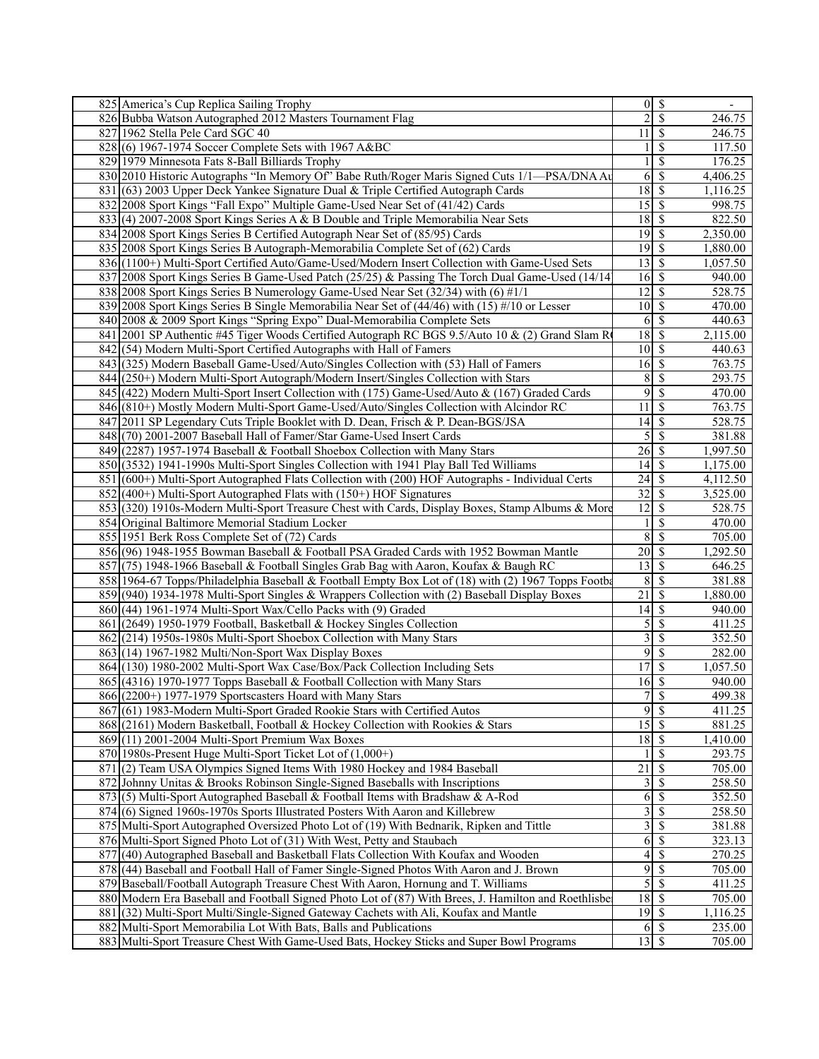| | | | | |
|---|---|---|---|---|
| 825 | America's Cup Replica Sailing Trophy | 0 | $ | - |
| 826 | Bubba Watson Autographed 2012 Masters Tournament Flag | 2 | $ | 246.75 |
| 827 | 1962 Stella Pele Card SGC 40 | 11 | $ | 246.75 |
| 828 | (6) 1967-1974 Soccer Complete Sets with 1967 A&BC | 1 | $ | 117.50 |
| 829 | 1979 Minnesota Fats 8-Ball Billiards Trophy | 1 | $ | 176.25 |
| 830 | 2010 Historic Autographs "In Memory Of" Babe Ruth/Roger Maris Signed Cuts 1/1—PSA/DNA Au | 6 | $ | 4,406.25 |
| 831 | (63) 2003 Upper Deck Yankee Signature Dual & Triple Certified Autograph Cards | 18 | $ | 1,116.25 |
| 832 | 2008 Sport Kings "Fall Expo" Multiple Game-Used Near Set of (41/42) Cards | 15 | $ | 998.75 |
| 833 | (4) 2007-2008 Sport Kings Series A & B Double and Triple Memorabilia Near Sets | 18 | $ | 822.50 |
| 834 | 2008 Sport Kings Series B Certified Autograph Near Set of (85/95) Cards | 19 | $ | 2,350.00 |
| 835 | 2008 Sport Kings Series B Autograph-Memorabilia Complete Set of (62) Cards | 19 | $ | 1,880.00 |
| 836 | (1100+) Multi-Sport Certified Auto/Game-Used/Modern Insert Collection with Game-Used Sets | 13 | $ | 1,057.50 |
| 837 | 2008 Sport Kings Series B Game-Used Patch (25/25) & Passing The Torch Dual Game-Used (14/14 | 16 | $ | 940.00 |
| 838 | 2008 Sport Kings Series B Numerology Game-Used Near Set (32/34) with (6) #1/1 | 12 | $ | 528.75 |
| 839 | 2008 Sport Kings Series B Single Memorabilia Near Set of (44/46) with (15) #/10 or Lesser | 10 | $ | 470.00 |
| 840 | 2008 & 2009 Sport Kings "Spring Expo" Dual-Memorabilia Complete Sets | 6 | $ | 440.63 |
| 841 | 2001 SP Authentic #45 Tiger Woods Certified Autograph RC BGS 9.5/Auto 10 & (2) Grand Slam R | 18 | $ | 2,115.00 |
| 842 | (54) Modern Multi-Sport Certified Autographs with Hall of Famers | 10 | $ | 440.63 |
| 843 | (325) Modern Baseball Game-Used/Auto/Singles Collection with (53) Hall of Famers | 16 | $ | 763.75 |
| 844 | (250+) Modern Multi-Sport Autograph/Modern Insert/Singles Collection with Stars | 8 | $ | 293.75 |
| 845 | (422) Modern Multi-Sport Insert Collection with (175) Game-Used/Auto & (167) Graded Cards | 9 | $ | 470.00 |
| 846 | (810+) Mostly Modern Multi-Sport Game-Used/Auto/Singles Collection with Alcindor RC | 11 | $ | 763.75 |
| 847 | 2011 SP Legendary Cuts Triple Booklet with D. Dean, Frisch & P. Dean-BGS/JSA | 14 | $ | 528.75 |
| 848 | (70) 2001-2007 Baseball Hall of Famer/Star Game-Used Insert Cards | 5 | $ | 381.88 |
| 849 | (2287) 1957-1974 Baseball & Football Shoebox Collection with Many Stars | 26 | $ | 1,997.50 |
| 850 | (3532) 1941-1990s Multi-Sport Singles Collection with 1941 Play Ball Ted Williams | 14 | $ | 1,175.00 |
| 851 | (600+) Multi-Sport Autographed Flats Collection with (200) HOF Autographs - Individual Certs | 24 | $ | 4,112.50 |
| 852 | (400+) Multi-Sport Autographed Flats with (150+) HOF Signatures | 32 | $ | 3,525.00 |
| 853 | (320) 1910s-Modern Multi-Sport Treasure Chest with Cards, Display Boxes, Stamp Albums & More | 12 | $ | 528.75 |
| 854 | Original Baltimore Memorial Stadium Locker | 1 | $ | 470.00 |
| 855 | 1951 Berk Ross Complete Set of (72) Cards | 8 | $ | 705.00 |
| 856 | (96) 1948-1955 Bowman Baseball & Football PSA Graded Cards with 1952 Bowman Mantle | 20 | $ | 1,292.50 |
| 857 | (75) 1948-1966 Baseball & Football Singles Grab Bag with Aaron, Koufax & Baugh RC | 13 | $ | 646.25 |
| 858 | 1964-67 Topps/Philadelphia Baseball & Football Empty Box Lot of (18) with (2) 1967 Topps Footba | 8 | $ | 381.88 |
| 859 | (940) 1934-1978 Multi-Sport Singles & Wrappers Collection with (2) Baseball Display Boxes | 21 | $ | 1,880.00 |
| 860 | (44) 1961-1974 Multi-Sport Wax/Cello Packs with (9) Graded | 14 | $ | 940.00 |
| 861 | (2649) 1950-1979 Football, Basketball & Hockey Singles Collection | 5 | $ | 411.25 |
| 862 | (214) 1950s-1980s Multi-Sport Shoebox Collection with Many Stars | 3 | $ | 352.50 |
| 863 | (14) 1967-1982 Multi/Non-Sport Wax Display Boxes | 9 | $ | 282.00 |
| 864 | (130) 1980-2002 Multi-Sport Wax Case/Box/Pack Collection Including Sets | 17 | $ | 1,057.50 |
| 865 | (4316) 1970-1977 Topps Baseball & Football Collection with Many Stars | 16 | $ | 940.00 |
| 866 | (2200+) 1977-1979 Sportscasters Hoard with Many Stars | 7 | $ | 499.38 |
| 867 | (61) 1983-Modern Multi-Sport Graded Rookie Stars with Certified Autos | 9 | $ | 411.25 |
| 868 | (2161) Modern Basketball, Football & Hockey Collection with Rookies & Stars | 15 | $ | 881.25 |
| 869 | (11) 2001-2004 Multi-Sport Premium Wax Boxes | 18 | $ | 1,410.00 |
| 870 | 1980s-Present Huge Multi-Sport Ticket Lot of (1,000+) | 1 | $ | 293.75 |
| 871 | (2) Team USA Olympics Signed Items With 1980 Hockey and 1984 Baseball | 21 | $ | 705.00 |
| 872 | Johnny Unitas & Brooks Robinson Single-Signed Baseballs with Inscriptions | 3 | $ | 258.50 |
| 873 | (5) Multi-Sport Autographed Baseball & Football Items with Bradshaw & A-Rod | 6 | $ | 352.50 |
| 874 | (6) Signed 1960s-1970s Sports Illustrated Posters With Aaron and Killebrew | 3 | $ | 258.50 |
| 875 | Multi-Sport Autographed Oversized Photo Lot of (19) With Bednarik, Ripken and Tittle | 3 | $ | 381.88 |
| 876 | Multi-Sport Signed Photo Lot of (31) With West, Petty and Staubach | 6 | $ | 323.13 |
| 877 | (40) Autographed Baseball and Basketball Flats Collection With Koufax and Wooden | 4 | $ | 270.25 |
| 878 | (44) Baseball and Football Hall of Famer Single-Signed Photos With Aaron and J. Brown | 9 | $ | 705.00 |
| 879 | Baseball/Football Autograph Treasure Chest With Aaron, Hornung and T. Williams | 5 | $ | 411.25 |
| 880 | Modern Era Baseball and Football Signed Photo Lot of (87) With Brees, J. Hamilton and Roethlisbe | 18 | $ | 705.00 |
| 881 | (32) Multi-Sport Multi/Single-Signed Gateway Cachets with Ali, Koufax and Mantle | 19 | $ | 1,116.25 |
| 882 | Multi-Sport Memorabilia Lot With Bats, Balls and Publications | 6 | $ | 235.00 |
| 883 | Multi-Sport Treasure Chest With Game-Used Bats, Hockey Sticks and Super Bowl Programs | 13 | $ | 705.00 |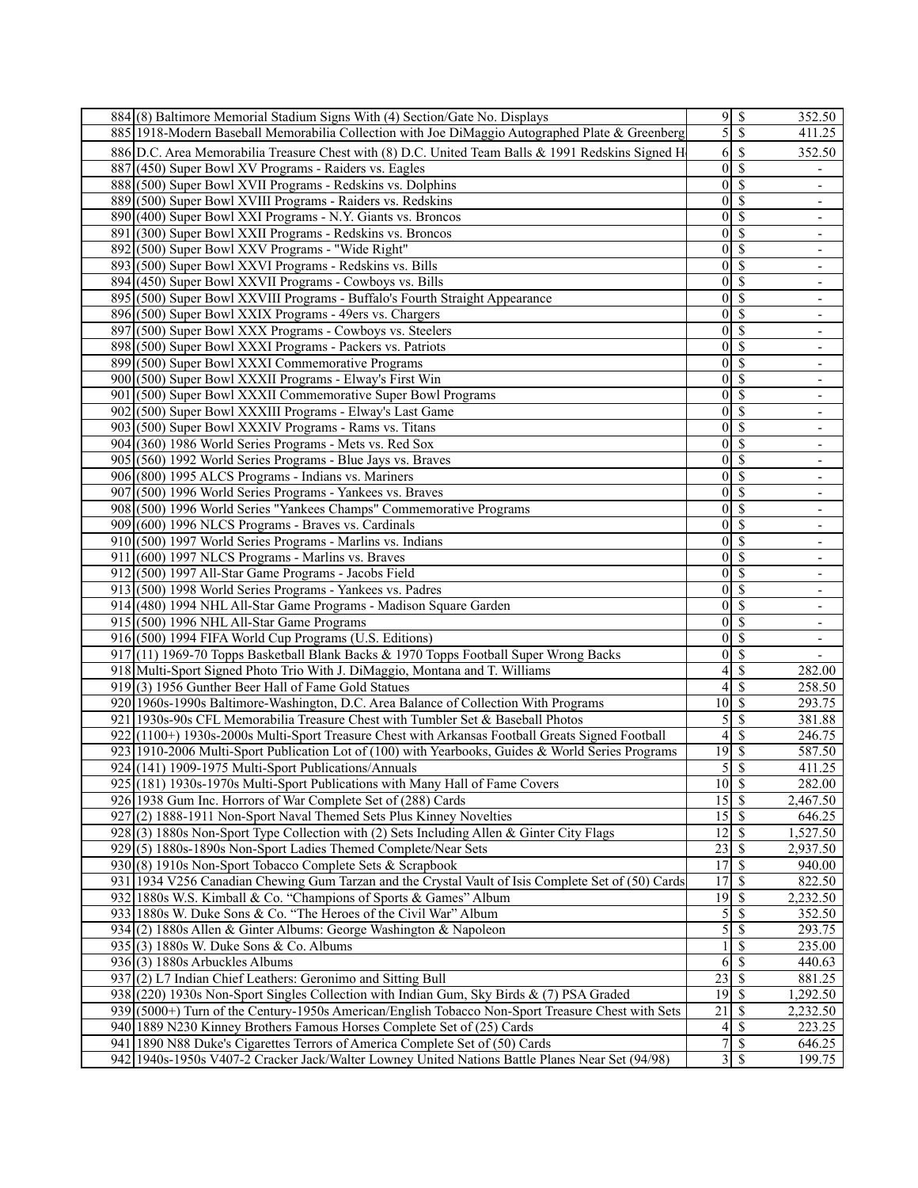| | | | | |
|---|---|---|---|---|
| 884 | (8) Baltimore Memorial Stadium Signs With (4) Section/Gate No. Displays | 9 | $ | 352.50 |
| 885 | 1918-Modern Baseball Memorabilia Collection with Joe DiMaggio Autographed Plate & Greenberg | 5 | $ | 411.25 |
| 886 | D.C. Area Memorabilia Treasure Chest with (8) D.C. United Team Balls & 1991 Redskins Signed H | 6 | $ | 352.50 |
| 887 | (450) Super Bowl XV Programs - Raiders vs. Eagles | 0 | $ | - |
| 888 | (500) Super Bowl XVII Programs - Redskins vs. Dolphins | 0 | $ | - |
| 889 | (500) Super Bowl XVIII Programs - Raiders vs. Redskins | 0 | $ | - |
| 890 | (400) Super Bowl XXI Programs - N.Y. Giants vs. Broncos | 0 | $ | - |
| 891 | (300) Super Bowl XXII Programs - Redskins vs. Broncos | 0 | $ | - |
| 892 | (500) Super Bowl XXV Programs - "Wide Right" | 0 | $ | - |
| 893 | (500) Super Bowl XXVI Programs - Redskins vs. Bills | 0 | $ | - |
| 894 | (450) Super Bowl XXVII Programs - Cowboys vs. Bills | 0 | $ | - |
| 895 | (500) Super Bowl XXVIII Programs - Buffalo's Fourth Straight Appearance | 0 | $ | - |
| 896 | (500) Super Bowl XXIX Programs - 49ers vs. Chargers | 0 | $ | - |
| 897 | (500) Super Bowl XXX Programs - Cowboys vs. Steelers | 0 | $ | - |
| 898 | (500) Super Bowl XXXI Programs - Packers vs. Patriots | 0 | $ | - |
| 899 | (500) Super Bowl XXXI Commemorative Programs | 0 | $ | - |
| 900 | (500) Super Bowl XXXII Programs - Elway's First Win | 0 | $ | - |
| 901 | (500) Super Bowl XXXII Commemorative Super Bowl Programs | 0 | $ | - |
| 902 | (500) Super Bowl XXXIII Programs - Elway's Last Game | 0 | $ | - |
| 903 | (500) Super Bowl XXXIV Programs - Rams vs. Titans | 0 | $ | - |
| 904 | (360) 1986 World Series Programs - Mets vs. Red Sox | 0 | $ | - |
| 905 | (560) 1992 World Series Programs - Blue Jays vs. Braves | 0 | $ | - |
| 906 | (800) 1995 ALCS Programs - Indians vs. Mariners | 0 | $ | - |
| 907 | (500) 1996 World Series Programs - Yankees vs. Braves | 0 | $ | - |
| 908 | (500) 1996 World Series "Yankees Champs" Commemorative Programs | 0 | $ | - |
| 909 | (600) 1996 NLCS Programs - Braves vs. Cardinals | 0 | $ | - |
| 910 | (500) 1997 World Series Programs - Marlins vs. Indians | 0 | $ | - |
| 911 | (600) 1997 NLCS Programs - Marlins vs. Braves | 0 | $ | - |
| 912 | (500) 1997 All-Star Game Programs - Jacobs Field | 0 | $ | - |
| 913 | (500) 1998 World Series Programs - Yankees vs. Padres | 0 | $ | - |
| 914 | (480) 1994 NHL All-Star Game Programs - Madison Square Garden | 0 | $ | - |
| 915 | (500) 1996 NHL All-Star Game Programs | 0 | $ | - |
| 916 | (500) 1994 FIFA World Cup Programs (U.S. Editions) | 0 | $ | - |
| 917 | (11) 1969-70 Topps Basketball Blank Backs & 1970 Topps Football Super Wrong Backs | 0 | $ | - |
| 918 | Multi-Sport Signed Photo Trio With J. DiMaggio, Montana and T. Williams | 4 | $ | 282.00 |
| 919 | (3) 1956 Gunther Beer Hall of Fame Gold Statues | 4 | $ | 258.50 |
| 920 | 1960s-1990s Baltimore-Washington, D.C. Area Balance of Collection With Programs | 10 | $ | 293.75 |
| 921 | 1930s-90s CFL Memorabilia Treasure Chest with Tumbler Set & Baseball Photos | 5 | $ | 381.88 |
| 922 | (1100+) 1930s-2000s Multi-Sport Treasure Chest with Arkansas Football Greats Signed Football | 4 | $ | 246.75 |
| 923 | 1910-2006 Multi-Sport Publication Lot of (100) with Yearbooks, Guides & World Series Programs | 19 | $ | 587.50 |
| 924 | (141) 1909-1975 Multi-Sport Publications/Annuals | 5 | $ | 411.25 |
| 925 | (181) 1930s-1970s Multi-Sport Publications with Many Hall of Fame Covers | 10 | $ | 282.00 |
| 926 | 1938 Gum Inc. Horrors of War Complete Set of (288) Cards | 15 | $ | 2,467.50 |
| 927 | (2) 1888-1911 Non-Sport Naval Themed Sets Plus Kinney Novelties | 15 | $ | 646.25 |
| 928 | (3) 1880s Non-Sport Type Collection with (2) Sets Including Allen & Ginter City Flags | 12 | $ | 1,527.50 |
| 929 | (5) 1880s-1890s Non-Sport Ladies Themed Complete/Near Sets | 23 | $ | 2,937.50 |
| 930 | (8) 1910s Non-Sport Tobacco Complete Sets & Scrapbook | 17 | $ | 940.00 |
| 931 | 1934 V256 Canadian Chewing Gum Tarzan and the Crystal Vault of Isis Complete Set of (50) Cards | 17 | $ | 822.50 |
| 932 | 1880s W.S. Kimball & Co. "Champions of Sports & Games" Album | 19 | $ | 2,232.50 |
| 933 | 1880s W. Duke Sons & Co. "The Heroes of the Civil War" Album | 5 | $ | 352.50 |
| 934 | (2) 1880s Allen & Ginter Albums: George Washington & Napoleon | 5 | $ | 293.75 |
| 935 | (3) 1880s W. Duke Sons & Co. Albums | 1 | $ | 235.00 |
| 936 | (3) 1880s Arbuckles Albums | 6 | $ | 440.63 |
| 937 | (2) L7 Indian Chief Leathers: Geronimo and Sitting Bull | 23 | $ | 881.25 |
| 938 | (220) 1930s Non-Sport Singles Collection with Indian Gum, Sky Birds & (7) PSA Graded | 19 | $ | 1,292.50 |
| 939 | (5000+) Turn of the Century-1950s American/English Tobacco Non-Sport Treasure Chest with Sets | 21 | $ | 2,232.50 |
| 940 | 1889 N230 Kinney Brothers Famous Horses Complete Set of (25) Cards | 4 | $ | 223.25 |
| 941 | 1890 N88 Duke's Cigarettes Terrors of America Complete Set of (50) Cards | 7 | $ | 646.25 |
| 942 | 1940s-1950s V407-2 Cracker Jack/Walter Lowney United Nations Battle Planes Near Set (94/98) | 3 | $ | 199.75 |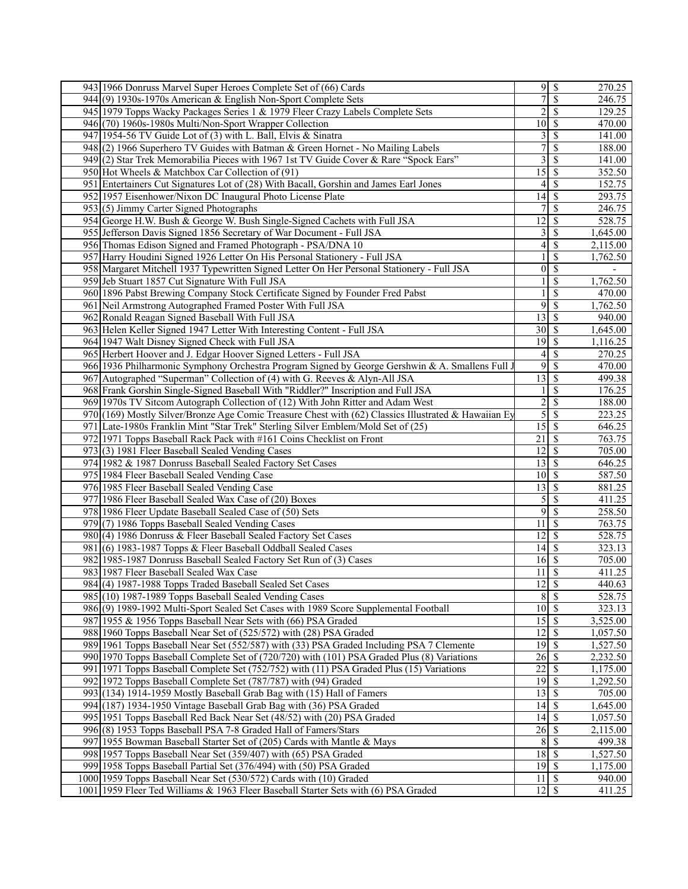| | | | | |
|---|---|---|---|---|
| 943 | 1966 Donruss Marvel Super Heroes Complete Set of (66) Cards | 9 | $ | 270.25 |
| 944 | (9) 1930s-1970s American & English Non-Sport Complete Sets | 7 | $ | 246.75 |
| 945 | 1979 Topps Wacky Packages Series 1 & 1979 Fleer Crazy Labels Complete Sets | 2 | $ | 129.25 |
| 946 | (70) 1960s-1980s Multi/Non-Sport Wrapper Collection | 10 | $ | 470.00 |
| 947 | 1954-56 TV Guide Lot of (3) with L. Ball, Elvis & Sinatra | 3 | $ | 141.00 |
| 948 | (2) 1966 Superhero TV Guides with Batman & Green Hornet - No Mailing Labels | 7 | $ | 188.00 |
| 949 | (2) Star Trek Memorabilia Pieces with 1967 1st TV Guide Cover & Rare "Spock Ears" | 3 | $ | 141.00 |
| 950 | Hot Wheels & Matchbox Car Collection of (91) | 15 | $ | 352.50 |
| 951 | Entertainers Cut Signatures Lot of (28) With Bacall, Gorshin and James Earl Jones | 4 | $ | 152.75 |
| 952 | 1957 Eisenhower/Nixon DC Inaugural Photo License Plate | 14 | $ | 293.75 |
| 953 | (5) Jimmy Carter Signed Photographs | 7 | $ | 246.75 |
| 954 | George H.W. Bush & George W. Bush Single-Signed Cachets with Full JSA | 12 | $ | 528.75 |
| 955 | Jefferson Davis Signed 1856 Secretary of War Document - Full JSA | 3 | $ | 1,645.00 |
| 956 | Thomas Edison Signed and Framed Photograph - PSA/DNA 10 | 4 | $ | 2,115.00 |
| 957 | Harry Houdini Signed 1926 Letter On His Personal Stationery - Full JSA | 1 | $ | 1,762.50 |
| 958 | Margaret Mitchell 1937 Typewritten Signed Letter On Her Personal Stationery - Full JSA | 0 | $ | - |
| 959 | Jeb Stuart 1857 Cut Signature With Full JSA | 1 | $ | 1,762.50 |
| 960 | 1896 Pabst Brewing Company Stock Certificate Signed by Founder Fred Pabst | 1 | $ | 470.00 |
| 961 | Neil Armstrong Autographed Framed Poster With Full JSA | 9 | $ | 1,762.50 |
| 962 | Ronald Reagan Signed Baseball With Full JSA | 13 | $ | 940.00 |
| 963 | Helen Keller Signed 1947 Letter With Interesting Content - Full JSA | 30 | $ | 1,645.00 |
| 964 | 1947 Walt Disney Signed Check with Full JSA | 19 | $ | 1,116.25 |
| 965 | Herbert Hoover and J. Edgar Hoover Signed Letters - Full JSA | 4 | $ | 270.25 |
| 966 | 1936 Philharmonic Symphony Orchestra Program Signed by George Gershwin & A. Smallens Full J | 9 | $ | 470.00 |
| 967 | Autographed "Superman" Collection of (4) with G. Reeves & Alyn-All JSA | 13 | $ | 499.38 |
| 968 | Frank Gorshin Single-Signed Baseball With "Riddler?" Inscription and Full JSA | 1 | $ | 176.25 |
| 969 | 1970s TV Sitcom Autograph Collection of (12) With John Ritter and Adam West | 2 | $ | 188.00 |
| 970 | (169) Mostly Silver/Bronze Age Comic Treasure Chest with (62) Classics Illustrated & Hawaiian Ey | 5 | $ | 223.25 |
| 971 | Late-1980s Franklin Mint "Star Trek" Sterling Silver Emblem/Mold Set of (25) | 15 | $ | 646.25 |
| 972 | 1971 Topps Baseball Rack Pack with #161 Coins Checklist on Front | 21 | $ | 763.75 |
| 973 | (3) 1981 Fleer Baseball Sealed Vending Cases | 12 | $ | 705.00 |
| 974 | 1982 & 1987 Donruss Baseball Sealed Factory Set Cases | 13 | $ | 646.25 |
| 975 | 1984 Fleer Baseball Sealed Vending Case | 10 | $ | 587.50 |
| 976 | 1985 Fleer Baseball Sealed Vending Case | 13 | $ | 881.25 |
| 977 | 1986 Fleer Baseball Sealed Wax Case of (20) Boxes | 5 | $ | 411.25 |
| 978 | 1986 Fleer Update Baseball Sealed Case of (50) Sets | 9 | $ | 258.50 |
| 979 | (7) 1986 Topps Baseball Sealed Vending Cases | 11 | $ | 763.75 |
| 980 | (4) 1986 Donruss & Fleer Baseball Sealed Factory Set Cases | 12 | $ | 528.75 |
| 981 | (6) 1983-1987 Topps & Fleer Baseball Oddball Sealed Cases | 14 | $ | 323.13 |
| 982 | 1985-1987 Donruss Baseball Sealed Factory Set Run of (3) Cases | 16 | $ | 705.00 |
| 983 | 1987 Fleer Baseball Sealed Wax Case | 11 | $ | 411.25 |
| 984 | (4) 1987-1988 Topps Traded Baseball Sealed Set Cases | 12 | $ | 440.63 |
| 985 | (10) 1987-1989 Topps Baseball Sealed Vending Cases | 8 | $ | 528.75 |
| 986 | (9) 1989-1992 Multi-Sport Sealed Set Cases with 1989 Score Supplemental Football | 10 | $ | 323.13 |
| 987 | 1955 & 1956 Topps Baseball Near Sets with (66) PSA Graded | 15 | $ | 3,525.00 |
| 988 | 1960 Topps Baseball Near Set of (525/572) with (28) PSA Graded | 12 | $ | 1,057.50 |
| 989 | 1961 Topps Baseball Near Set (552/587) with (33) PSA Graded Including PSA 7 Clemente | 19 | $ | 1,527.50 |
| 990 | 1970 Topps Baseball Complete Set of (720/720) with (101) PSA Graded Plus (8) Variations | 26 | $ | 2,232.50 |
| 991 | 1971 Topps Baseball Complete Set (752/752) with (11) PSA Graded Plus (15) Variations | 22 | $ | 1,175.00 |
| 992 | 1972 Topps Baseball Complete Set (787/787) with (94) Graded | 19 | $ | 1,292.50 |
| 993 | (134) 1914-1959 Mostly Baseball Grab Bag with (15) Hall of Famers | 13 | $ | 705.00 |
| 994 | (187) 1934-1950 Vintage Baseball Grab Bag with (36) PSA Graded | 14 | $ | 1,645.00 |
| 995 | 1951 Topps Baseball Red Back Near Set (48/52) with (20) PSA Graded | 14 | $ | 1,057.50 |
| 996 | (8) 1953 Topps Baseball PSA 7-8 Graded Hall of Famers/Stars | 26 | $ | 2,115.00 |
| 997 | 1955 Bowman Baseball Starter Set of (205) Cards with Mantle & Mays | 8 | $ | 499.38 |
| 998 | 1957 Topps Baseball Near Set (359/407) with (65) PSA Graded | 18 | $ | 1,527.50 |
| 999 | 1958 Topps Baseball Partial Set (376/494) with (50) PSA Graded | 19 | $ | 1,175.00 |
| 1000 | 1959 Topps Baseball Near Set (530/572) Cards with (10) Graded | 11 | $ | 940.00 |
| 1001 | 1959 Fleer Ted Williams & 1963 Fleer Baseball Starter Sets with (6) PSA Graded | 12 | $ | 411.25 |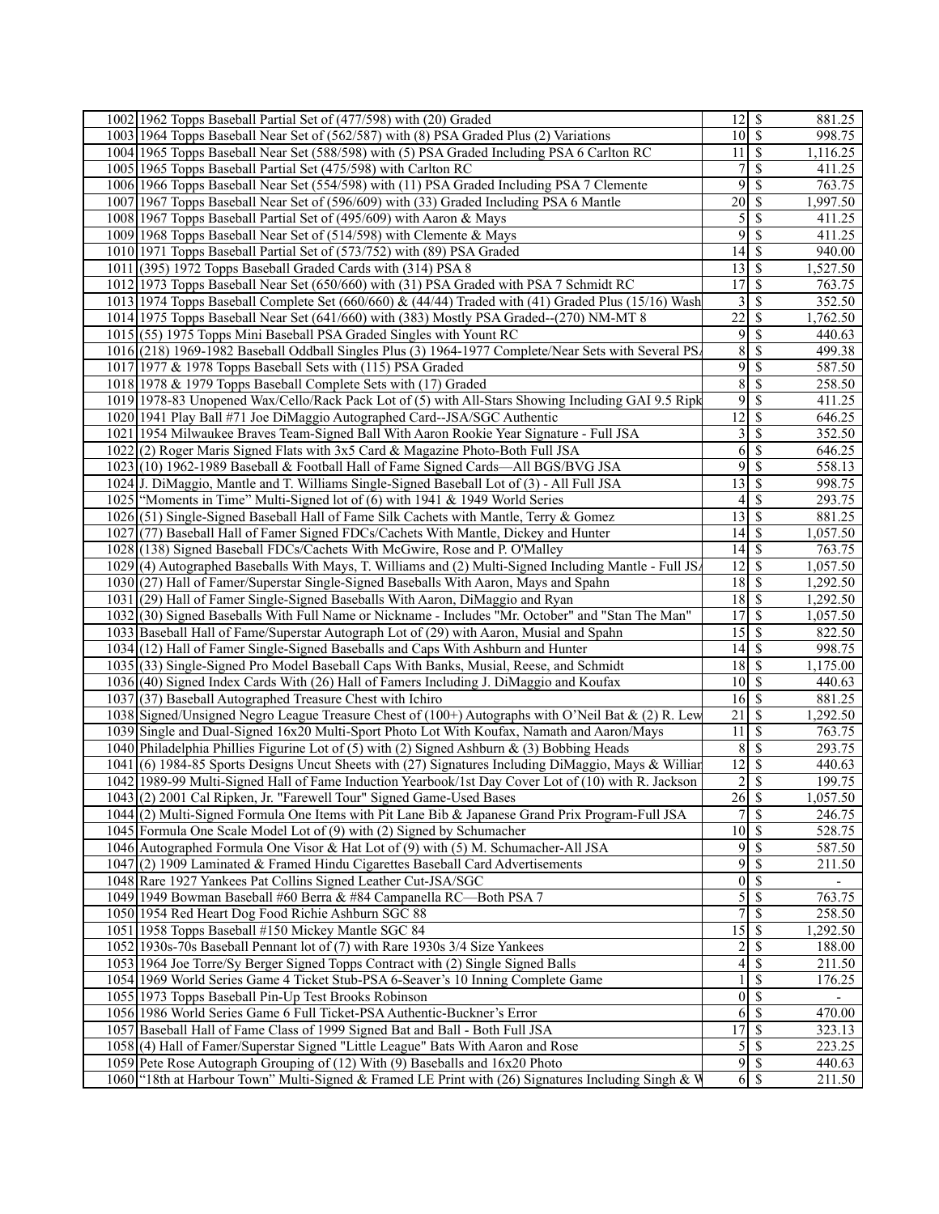| | | | | |
|---|---|---|---|---|
| 1002 | 1962 Topps Baseball Partial Set of (477/598) with (20) Graded | 12 | $ | 881.25 |
| 1003 | 1964 Topps Baseball Near Set of (562/587) with (8) PSA Graded Plus (2) Variations | 10 | $ | 998.75 |
| 1004 | 1965 Topps Baseball Near Set (588/598) with (5) PSA Graded Including PSA 6 Carlton RC | 11 | $ | 1,116.25 |
| 1005 | 1965 Topps Baseball Partial Set (475/598) with Carlton RC | 7 | $ | 411.25 |
| 1006 | 1966 Topps Baseball Near Set (554/598) with (11) PSA Graded Including PSA 7 Clemente | 9 | $ | 763.75 |
| 1007 | 1967 Topps Baseball Near Set of (596/609) with (33) Graded Including PSA 6 Mantle | 20 | $ | 1,997.50 |
| 1008 | 1967 Topps Baseball Partial Set of (495/609) with Aaron & Mays | 5 | $ | 411.25 |
| 1009 | 1968 Topps Baseball Near Set of (514/598) with Clemente & Mays | 9 | $ | 411.25 |
| 1010 | 1971 Topps Baseball Partial Set of (573/752) with (89) PSA Graded | 14 | $ | 940.00 |
| 1011 | (395) 1972 Topps Baseball Graded Cards with (314) PSA 8 | 13 | $ | 1,527.50 |
| 1012 | 1973 Topps Baseball Near Set (650/660) with (31) PSA Graded with PSA 7 Schmidt RC | 17 | $ | 763.75 |
| 1013 | 1974 Topps Baseball Complete Set (660/660) & (44/44) Traded with (41) Graded Plus (15/16) Wash | 3 | $ | 352.50 |
| 1014 | 1975 Topps Baseball Near Set (641/660) with (383) Mostly PSA Graded--(270) NM-MT 8 | 22 | $ | 1,762.50 |
| 1015 | (55) 1975 Topps Mini Baseball PSA Graded Singles with Yount RC | 9 | $ | 440.63 |
| 1016 | (218) 1969-1982 Baseball Oddball Singles Plus (3) 1964-1977 Complete/Near Sets with Several PS | 8 | $ | 499.38 |
| 1017 | 1977 & 1978 Topps Baseball Sets with (115) PSA Graded | 9 | $ | 587.50 |
| 1018 | 1978 & 1979 Topps Baseball Complete Sets with (17) Graded | 8 | $ | 258.50 |
| 1019 | 1978-83 Unopened Wax/Cello/Rack Pack Lot of (5) with All-Stars Showing Including GAI 9.5 Ripk | 9 | $ | 411.25 |
| 1020 | 1941 Play Ball #71 Joe DiMaggio Autographed Card--JSA/SGC Authentic | 12 | $ | 646.25 |
| 1021 | 1954 Milwaukee Braves Team-Signed Ball With Aaron Rookie Year Signature - Full JSA | 3 | $ | 352.50 |
| 1022 | (2) Roger Maris Signed Flats with 3x5 Card & Magazine Photo-Both Full JSA | 6 | $ | 646.25 |
| 1023 | (10) 1962-1989 Baseball & Football Hall of Fame Signed Cards—All BGS/BVG JSA | 9 | $ | 558.13 |
| 1024 | J. DiMaggio, Mantle and T. Williams Single-Signed Baseball Lot of (3) - All Full JSA | 13 | $ | 998.75 |
| 1025 | "Moments in Time" Multi-Signed lot of (6) with 1941 & 1949 World Series | 4 | $ | 293.75 |
| 1026 | (51) Single-Signed Baseball Hall of Fame Silk Cachets with Mantle, Terry & Gomez | 13 | $ | 881.25 |
| 1027 | (77) Baseball Hall of Famer Signed FDCs/Cachets With Mantle, Dickey and Hunter | 14 | $ | 1,057.50 |
| 1028 | (138) Signed Baseball FDCs/Cachets With McGwire, Rose and P. O'Malley | 14 | $ | 763.75 |
| 1029 | (4) Autographed Baseballs With Mays, T. Williams and (2) Multi-Signed Including Mantle - Full JS | 12 | $ | 1,057.50 |
| 1030 | (27) Hall of Famer/Superstar Single-Signed Baseballs With Aaron, Mays and Spahn | 18 | $ | 1,292.50 |
| 1031 | (29) Hall of Famer Single-Signed Baseballs With Aaron, DiMaggio and Ryan | 18 | $ | 1,292.50 |
| 1032 | (30) Signed Baseballs With Full Name or Nickname - Includes "Mr. October" and "Stan The Man" | 17 | $ | 1,057.50 |
| 1033 | Baseball Hall of Fame/Superstar Autograph Lot of (29) with Aaron, Musial and Spahn | 15 | $ | 822.50 |
| 1034 | (12) Hall of Famer Single-Signed Baseballs and Caps With Ashburn and Hunter | 14 | $ | 998.75 |
| 1035 | (33) Single-Signed Pro Model Baseball Caps With Banks, Musial, Reese, and Schmidt | 18 | $ | 1,175.00 |
| 1036 | (40) Signed Index Cards With (26) Hall of Famers Including J. DiMaggio and Koufax | 10 | $ | 440.63 |
| 1037 | (37) Baseball Autographed Treasure Chest with Ichiro | 16 | $ | 881.25 |
| 1038 | Signed/Unsigned Negro League Treasure Chest of (100+) Autographs with O'Neil Bat & (2) R. Lew | 21 | $ | 1,292.50 |
| 1039 | Single and Dual-Signed 16x20 Multi-Sport Photo Lot With Koufax, Namath and Aaron/Mays | 11 | $ | 763.75 |
| 1040 | Philadelphia Phillies Figurine Lot of (5) with (2) Signed Ashburn & (3) Bobbing Heads | 8 | $ | 293.75 |
| 1041 | (6) 1984-85 Sports Designs Uncut Sheets with (27) Signatures Including DiMaggio, Mays & Williar | 12 | $ | 440.63 |
| 1042 | 1989-99 Multi-Signed Hall of Fame Induction Yearbook/1st Day Cover Lot of (10) with R. Jackson | 2 | $ | 199.75 |
| 1043 | (2) 2001 Cal Ripken, Jr. "Farewell Tour" Signed Game-Used Bases | 26 | $ | 1,057.50 |
| 1044 | (2) Multi-Signed Formula One Items with Pit Lane Bib & Japanese Grand Prix Program-Full JSA | 7 | $ | 246.75 |
| 1045 | Formula One Scale Model Lot of (9) with (2) Signed by Schumacher | 10 | $ | 528.75 |
| 1046 | Autographed Formula One Visor & Hat Lot of (9) with (5) M. Schumacher-All JSA | 9 | $ | 587.50 |
| 1047 | (2) 1909 Laminated & Framed Hindu Cigarettes Baseball Card Advertisements | 9 | $ | 211.50 |
| 1048 | Rare 1927 Yankees Pat Collins Signed Leather Cut-JSA/SGC | 0 | $ | - |
| 1049 | 1949 Bowman Baseball #60 Berra & #84 Campanella RC—Both PSA 7 | 5 | $ | 763.75 |
| 1050 | 1954 Red Heart Dog Food Richie Ashburn SGC 88 | 7 | $ | 258.50 |
| 1051 | 1958 Topps Baseball #150 Mickey Mantle SGC 84 | 15 | $ | 1,292.50 |
| 1052 | 1930s-70s Baseball Pennant lot of (7) with Rare 1930s 3/4 Size Yankees | 2 | $ | 188.00 |
| 1053 | 1964 Joe Torre/Sy Berger Signed Topps Contract with (2) Single Signed Balls | 4 | $ | 211.50 |
| 1054 | 1969 World Series Game 4 Ticket Stub-PSA 6-Seaver's 10 Inning Complete Game | 1 | $ | 176.25 |
| 1055 | 1973 Topps Baseball Pin-Up Test Brooks Robinson | 0 | $ | - |
| 1056 | 1986 World Series Game 6 Full Ticket-PSA Authentic-Buckner's Error | 6 | $ | 470.00 |
| 1057 | Baseball Hall of Fame Class of 1999 Signed Bat and Ball - Both Full JSA | 17 | $ | 323.13 |
| 1058 | (4) Hall of Famer/Superstar Signed "Little League" Bats With Aaron and Rose | 5 | $ | 223.25 |
| 1059 | Pete Rose Autograph Grouping of (12) With (9) Baseballs and 16x20 Photo | 9 | $ | 440.63 |
| 1060 | "18th at Harbour Town" Multi-Signed & Framed LE Print with (26) Signatures Including Singh & W | 6 | $ | 211.50 |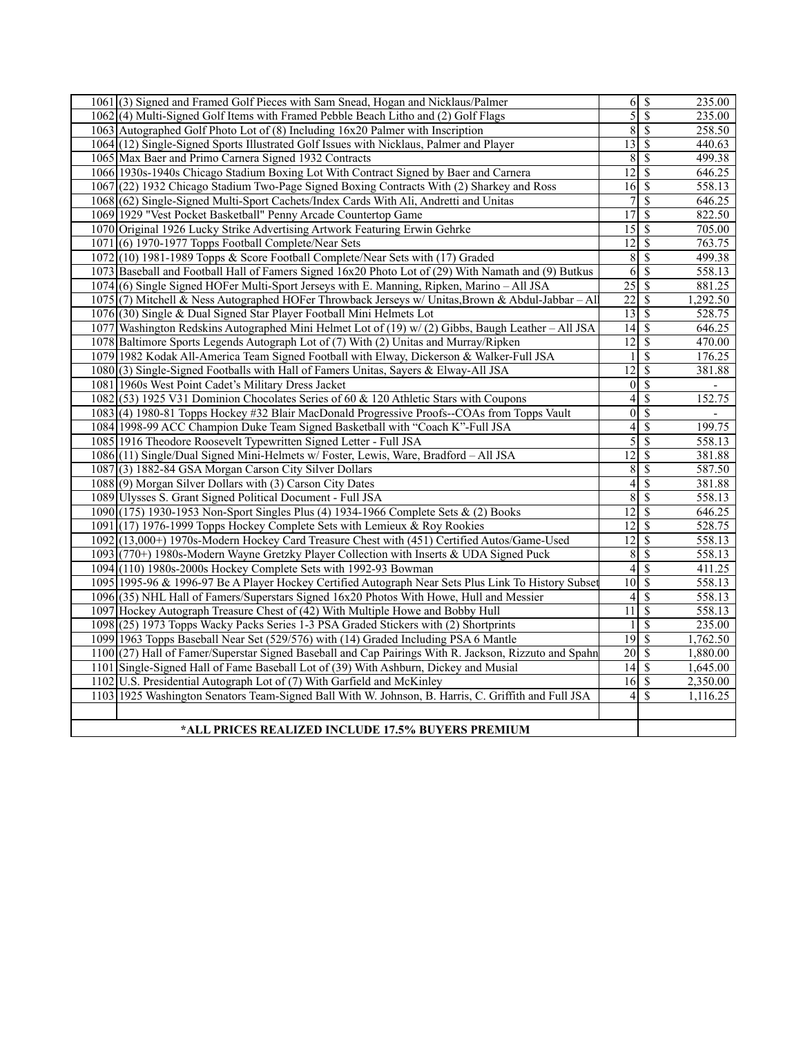| | | | | |
|---|---|---|---|---|
| 1061 | (3) Signed and Framed Golf Pieces with Sam Snead, Hogan and Nicklaus/Palmer | 6 | $ | 235.00 |
| 1062 | (4) Multi-Signed Golf Items with Framed Pebble Beach Litho and (2) Golf Flags | 5 | $ | 235.00 |
| 1063 | Autographed Golf Photo Lot of (8) Including 16x20 Palmer with Inscription | 8 | $ | 258.50 |
| 1064 | (12) Single-Signed Sports Illustrated Golf Issues with Nicklaus, Palmer and Player | 13 | $ | 440.63 |
| 1065 | Max Baer and Primo Carnera Signed 1932 Contracts | 8 | $ | 499.38 |
| 1066 | 1930s-1940s Chicago Stadium Boxing Lot With Contract Signed by Baer and Carnera | 12 | $ | 646.25 |
| 1067 | (22) 1932 Chicago Stadium Two-Page Signed Boxing Contracts With (2) Sharkey and Ross | 16 | $ | 558.13 |
| 1068 | (62) Single-Signed Multi-Sport Cachets/Index Cards With Ali, Andretti and Unitas | 7 | $ | 646.25 |
| 1069 | 1929 "Vest Pocket Basketball" Penny Arcade Countertop Game | 17 | $ | 822.50 |
| 1070 | Original 1926 Lucky Strike Advertising Artwork Featuring Erwin Gehrke | 15 | $ | 705.00 |
| 1071 | (6) 1970-1977 Topps Football Complete/Near Sets | 12 | $ | 763.75 |
| 1072 | (10) 1981-1989 Topps & Score Football Complete/Near Sets with (17) Graded | 8 | $ | 499.38 |
| 1073 | Baseball and Football Hall of Famers Signed 16x20 Photo Lot of (29) With Namath and (9) Butkus | 6 | $ | 558.13 |
| 1074 | (6) Single Signed HOFer Multi-Sport Jerseys with E. Manning, Ripken, Marino – All JSA | 25 | $ | 881.25 |
| 1075 | (7) Mitchell & Ness Autographed HOFer Throwback Jerseys w/ Unitas,Brown & Abdul-Jabbar – All | 22 | $ | 1,292.50 |
| 1076 | (30) Single & Dual Signed Star Player Football Mini Helmets Lot | 13 | $ | 528.75 |
| 1077 | Washington Redskins Autographed Mini Helmet Lot of (19) w/ (2) Gibbs, Baugh Leather – All JSA | 14 | $ | 646.25 |
| 1078 | Baltimore Sports Legends Autograph Lot of (7) With (2) Unitas and Murray/Ripken | 12 | $ | 470.00 |
| 1079 | 1982 Kodak All-America Team Signed Football with Elway, Dickerson & Walker-Full JSA | 1 | $ | 176.25 |
| 1080 | (3) Single-Signed Footballs with Hall of Famers Unitas, Sayers & Elway-All JSA | 12 | $ | 381.88 |
| 1081 | 1960s West Point Cadet's Military Dress Jacket | 0 | $ | - |
| 1082 | (53) 1925 V31 Dominion Chocolates Series of 60 & 120 Athletic Stars with Coupons | 4 | $ | 152.75 |
| 1083 | (4) 1980-81 Topps Hockey #32 Blair MacDonald Progressive Proofs--COAs from Topps Vault | 0 | $ | - |
| 1084 | 1998-99 ACC Champion Duke Team Signed Basketball with "Coach K"-Full JSA | 4 | $ | 199.75 |
| 1085 | 1916 Theodore Roosevelt Typewritten Signed Letter - Full JSA | 5 | $ | 558.13 |
| 1086 | (11) Single/Dual Signed Mini-Helmets w/ Foster, Lewis, Ware, Bradford – All JSA | 12 | $ | 381.88 |
| 1087 | (3) 1882-84 GSA Morgan Carson City Silver Dollars | 8 | $ | 587.50 |
| 1088 | (9) Morgan Silver Dollars with (3) Carson City Dates | 4 | $ | 381.88 |
| 1089 | Ulysses S. Grant Signed Political Document - Full JSA | 8 | $ | 558.13 |
| 1090 | (175) 1930-1953 Non-Sport Singles Plus (4) 1934-1966 Complete Sets & (2) Books | 12 | $ | 646.25 |
| 1091 | (17) 1976-1999 Topps Hockey Complete Sets with Lemieux & Roy Rookies | 12 | $ | 528.75 |
| 1092 | (13,000+) 1970s-Modern Hockey Card Treasure Chest with (451) Certified Autos/Game-Used | 12 | $ | 558.13 |
| 1093 | (770+) 1980s-Modern Wayne Gretzky Player Collection with Inserts & UDA Signed Puck | 8 | $ | 558.13 |
| 1094 | (110) 1980s-2000s Hockey Complete Sets with 1992-93 Bowman | 4 | $ | 411.25 |
| 1095 | 1995-96 & 1996-97 Be A Player Hockey Certified Autograph Near Sets Plus Link To History Subset | 10 | $ | 558.13 |
| 1096 | (35) NHL Hall of Famers/Superstars Signed 16x20 Photos With Howe, Hull and Messier | 4 | $ | 558.13 |
| 1097 | Hockey Autograph Treasure Chest of (42) With Multiple Howe and Bobby Hull | 11 | $ | 558.13 |
| 1098 | (25) 1973 Topps Wacky Packs Series 1-3 PSA Graded Stickers with (2) Shortprints | 1 | $ | 235.00 |
| 1099 | 1963 Topps Baseball Near Set (529/576) with (14) Graded Including PSA 6 Mantle | 19 | $ | 1,762.50 |
| 1100 | (27) Hall of Famer/Superstar Signed Baseball and Cap Pairings With R. Jackson, Rizzuto and Spahn | 20 | $ | 1,880.00 |
| 1101 | Single-Signed Hall of Fame Baseball Lot of (39) With Ashburn, Dickey and Musial | 14 | $ | 1,645.00 |
| 1102 | U.S. Presidential Autograph Lot of (7) With Garfield and McKinley | 16 | $ | 2,350.00 |
| 1103 | 1925 Washington Senators Team-Signed Ball With W. Johnson, B. Harris, C. Griffith and Full JSA | 4 | $ | 1,116.25 |
| | | | | |
| | **\*ALL PRICES REALIZED INCLUDE 17.5% BUYERS PREMIUM** | | | |